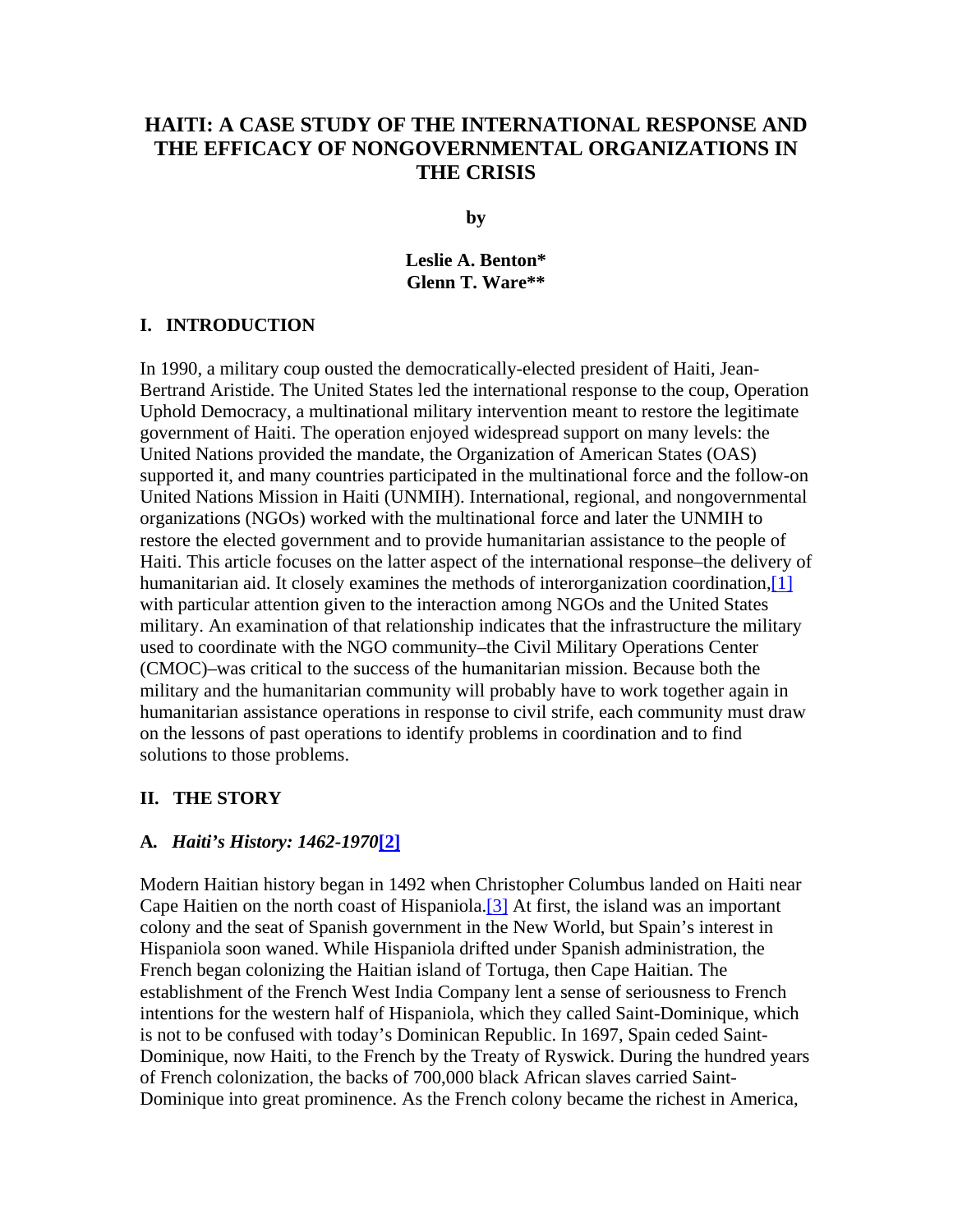# HAITI: A CASE STUDY OF THE INTERNATIONAL RESPONSE AND THE EFFICACY OF NONGOVERNMENTAL ORGANIZATIONS IN THE CRISIS

**by**

**Leslie A. Benton***
**Glenn T. Ware****

## I. INTRODUCTION

In 1990, a military coup ousted the democratically-elected president of Haiti, Jean-Bertrand Aristide. The United States led the international response to the coup, Operation Uphold Democracy, a multinational military intervention meant to restore the legitimate government of Haiti. The operation enjoyed widespread support on many levels: the United Nations provided the mandate, the Organization of American States (OAS) supported it, and many countries participated in the multinational force and the follow-on United Nations Mission in Haiti (UNMIH). International, regional, and nongovernmental organizations (NGOs) worked with the multinational force and later the UNMIH to restore the elected government and to provide humanitarian assistance to the people of Haiti. This article focuses on the latter aspect of the international response–the delivery of humanitarian aid. It closely examines the methods of interorganization coordination,[1] with particular attention given to the interaction among NGOs and the United States military. An examination of that relationship indicates that the infrastructure the military used to coordinate with the NGO community–the Civil Military Operations Center (CMOC)–was critical to the success of the humanitarian mission. Because both the military and the humanitarian community will probably have to work together again in humanitarian assistance operations in response to civil strife, each community must draw on the lessons of past operations to identify problems in coordination and to find solutions to those problems.

## II. THE STORY

### A. *Haiti's History: 1462-1970*[2]

Modern Haitian history began in 1492 when Christopher Columbus landed on Haiti near Cape Haitien on the north coast of Hispaniola.[3] At first, the island was an important colony and the seat of Spanish government in the New World, but Spain's interest in Hispaniola soon waned. While Hispaniola drifted under Spanish administration, the French began colonizing the Haitian island of Tortuga, then Cape Haitian. The establishment of the French West India Company lent a sense of seriousness to French intentions for the western half of Hispaniola, which they called Saint-Dominique, which is not to be confused with today's Dominican Republic. In 1697, Spain ceded Saint-Dominique, now Haiti, to the French by the Treaty of Ryswick. During the hundred years of French colonization, the backs of 700,000 black African slaves carried Saint-Dominique into great prominence. As the French colony became the richest in America,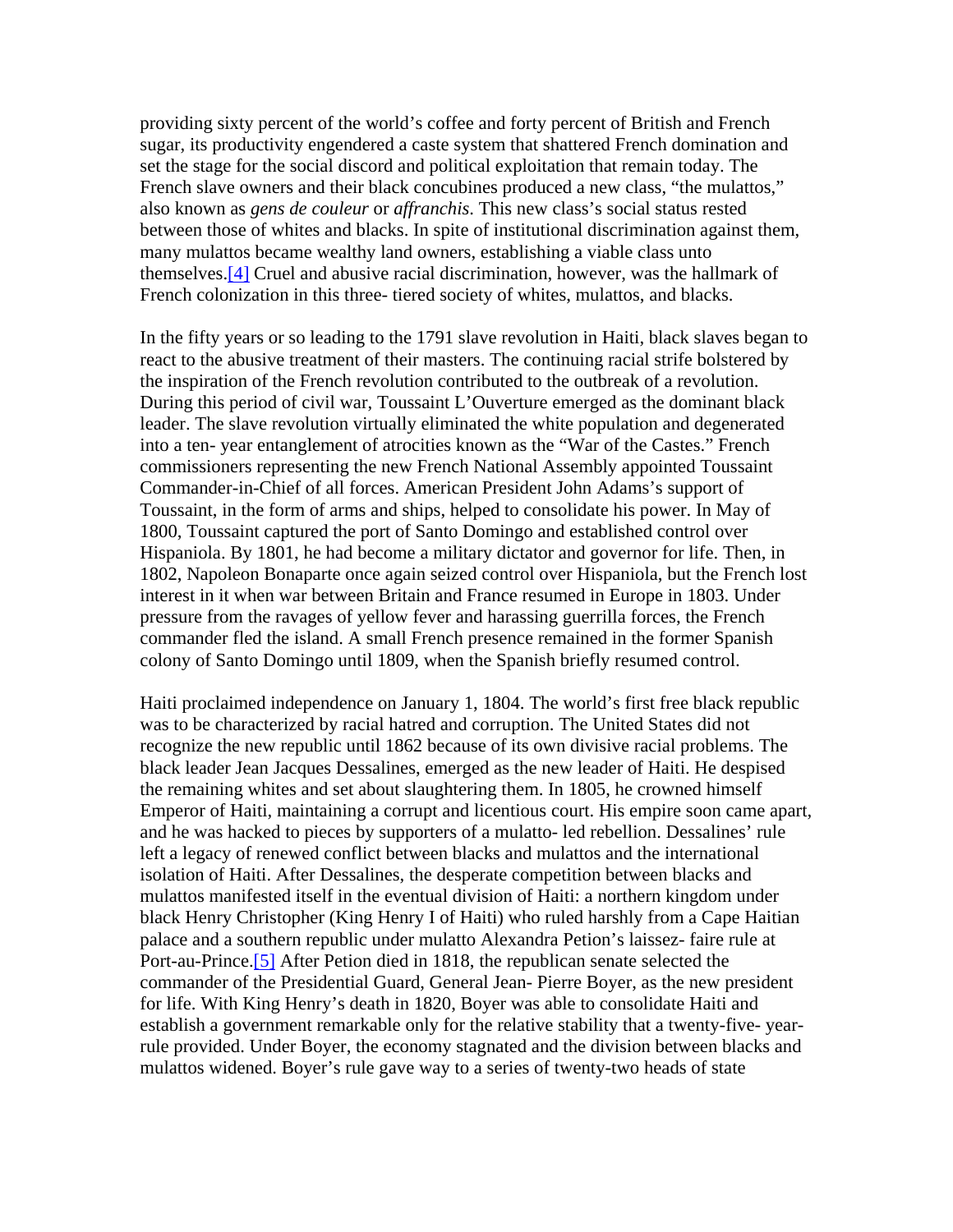providing sixty percent of the world's coffee and forty percent of British and French sugar, its productivity engendered a caste system that shattered French domination and set the stage for the social discord and political exploitation that remain today. The French slave owners and their black concubines produced a new class, "the mulattos," also known as *gens de couleur* or *affranchis*. This new class's social status rested between those of whites and blacks. In spite of institutional discrimination against them, many mulattos became wealthy land owners, establishing a viable class unto themselves.[4] Cruel and abusive racial discrimination, however, was the hallmark of French colonization in this three- tiered society of whites, mulattos, and blacks.

In the fifty years or so leading to the 1791 slave revolution in Haiti, black slaves began to react to the abusive treatment of their masters. The continuing racial strife bolstered by the inspiration of the French revolution contributed to the outbreak of a revolution. During this period of civil war, Toussaint L'Ouverture emerged as the dominant black leader. The slave revolution virtually eliminated the white population and degenerated into a ten- year entanglement of atrocities known as the "War of the Castes." French commissioners representing the new French National Assembly appointed Toussaint Commander-in-Chief of all forces. American President John Adams's support of Toussaint, in the form of arms and ships, helped to consolidate his power. In May of 1800, Toussaint captured the port of Santo Domingo and established control over Hispaniola. By 1801, he had become a military dictator and governor for life. Then, in 1802, Napoleon Bonaparte once again seized control over Hispaniola, but the French lost interest in it when war between Britain and France resumed in Europe in 1803. Under pressure from the ravages of yellow fever and harassing guerrilla forces, the French commander fled the island. A small French presence remained in the former Spanish colony of Santo Domingo until 1809, when the Spanish briefly resumed control.

Haiti proclaimed independence on January 1, 1804. The world's first free black republic was to be characterized by racial hatred and corruption. The United States did not recognize the new republic until 1862 because of its own divisive racial problems. The black leader Jean Jacques Dessalines, emerged as the new leader of Haiti. He despised the remaining whites and set about slaughtering them. In 1805, he crowned himself Emperor of Haiti, maintaining a corrupt and licentious court. His empire soon came apart, and he was hacked to pieces by supporters of a mulatto- led rebellion. Dessalines' rule left a legacy of renewed conflict between blacks and mulattos and the international isolation of Haiti. After Dessalines, the desperate competition between blacks and mulattos manifested itself in the eventual division of Haiti: a northern kingdom under black Henry Christopher (King Henry I of Haiti) who ruled harshly from a Cape Haitian palace and a southern republic under mulatto Alexandra Petion's laissez- faire rule at Port-au-Prince.[5] After Petion died in 1818, the republican senate selected the commander of the Presidential Guard, General Jean- Pierre Boyer, as the new president for life. With King Henry's death in 1820, Boyer was able to consolidate Haiti and establish a government remarkable only for the relative stability that a twenty-five- year-rule provided. Under Boyer, the economy stagnated and the division between blacks and mulattos widened. Boyer's rule gave way to a series of twenty-two heads of state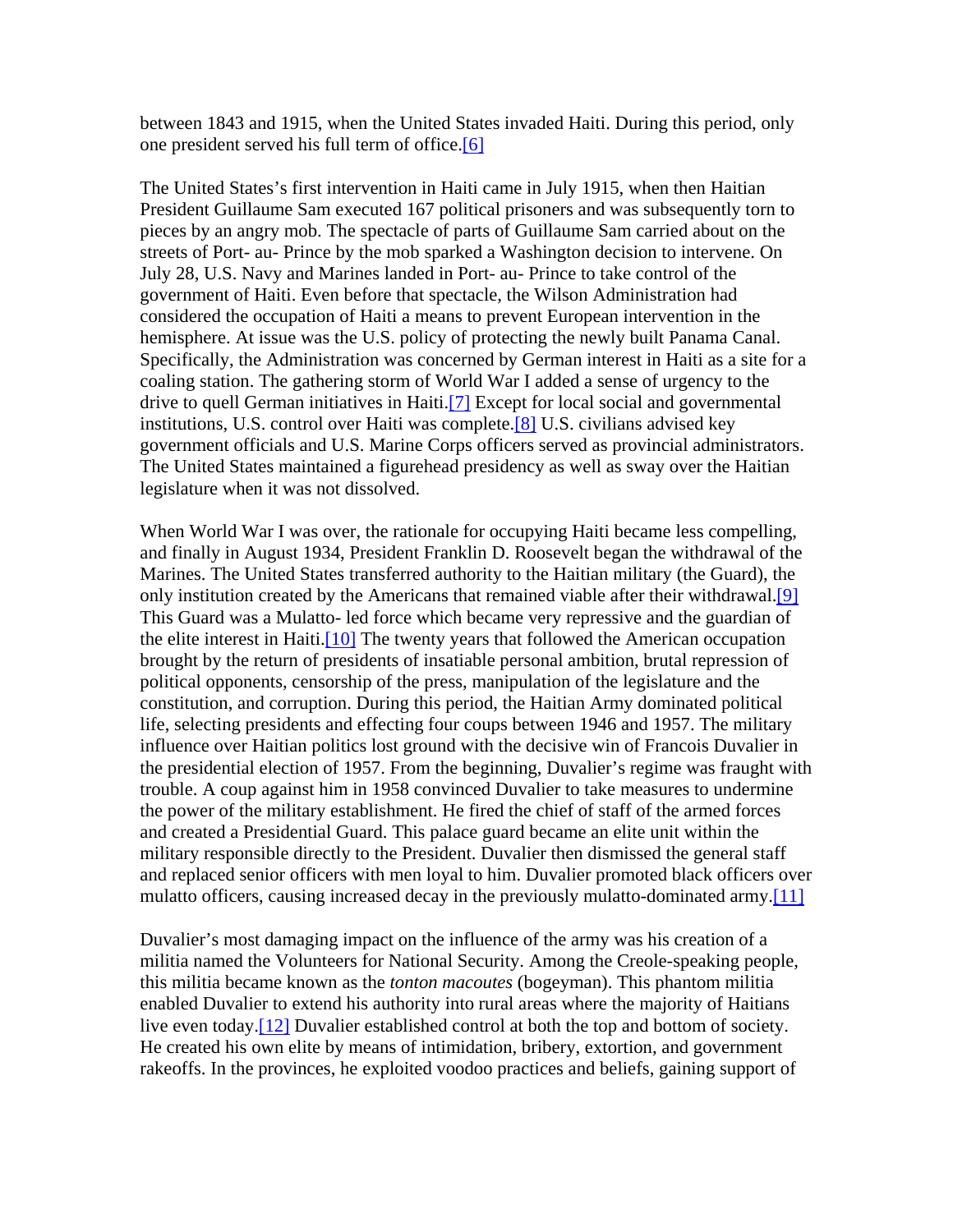between 1843 and 1915, when the United States invaded Haiti. During this period, only one president served his full term of office.[6]

The United States's first intervention in Haiti came in July 1915, when then Haitian President Guillaume Sam executed 167 political prisoners and was subsequently torn to pieces by an angry mob. The spectacle of parts of Guillaume Sam carried about on the streets of Port- au- Prince by the mob sparked a Washington decision to intervene. On July 28, U.S. Navy and Marines landed in Port- au- Prince to take control of the government of Haiti. Even before that spectacle, the Wilson Administration had considered the occupation of Haiti a means to prevent European intervention in the hemisphere. At issue was the U.S. policy of protecting the newly built Panama Canal. Specifically, the Administration was concerned by German interest in Haiti as a site for a coaling station. The gathering storm of World War I added a sense of urgency to the drive to quell German initiatives in Haiti.[7] Except for local social and governmental institutions, U.S. control over Haiti was complete.[8] U.S. civilians advised key government officials and U.S. Marine Corps officers served as provincial administrators. The United States maintained a figurehead presidency as well as sway over the Haitian legislature when it was not dissolved.

When World War I was over, the rationale for occupying Haiti became less compelling, and finally in August 1934, President Franklin D. Roosevelt began the withdrawal of the Marines. The United States transferred authority to the Haitian military (the Guard), the only institution created by the Americans that remained viable after their withdrawal.[9] This Guard was a Mulatto- led force which became very repressive and the guardian of the elite interest in Haiti.[10] The twenty years that followed the American occupation brought by the return of presidents of insatiable personal ambition, brutal repression of political opponents, censorship of the press, manipulation of the legislature and the constitution, and corruption. During this period, the Haitian Army dominated political life, selecting presidents and effecting four coups between 1946 and 1957. The military influence over Haitian politics lost ground with the decisive win of Francois Duvalier in the presidential election of 1957. From the beginning, Duvalier's regime was fraught with trouble. A coup against him in 1958 convinced Duvalier to take measures to undermine the power of the military establishment. He fired the chief of staff of the armed forces and created a Presidential Guard. This palace guard became an elite unit within the military responsible directly to the President. Duvalier then dismissed the general staff and replaced senior officers with men loyal to him. Duvalier promoted black officers over mulatto officers, causing increased decay in the previously mulatto-dominated army.[11]

Duvalier's most damaging impact on the influence of the army was his creation of a militia named the Volunteers for National Security. Among the Creole-speaking people, this militia became known as the *tonton macoutes* (bogeyman). This phantom militia enabled Duvalier to extend his authority into rural areas where the majority of Haitians live even today.[12] Duvalier established control at both the top and bottom of society. He created his own elite by means of intimidation, bribery, extortion, and government rakeoffs. In the provinces, he exploited voodoo practices and beliefs, gaining support of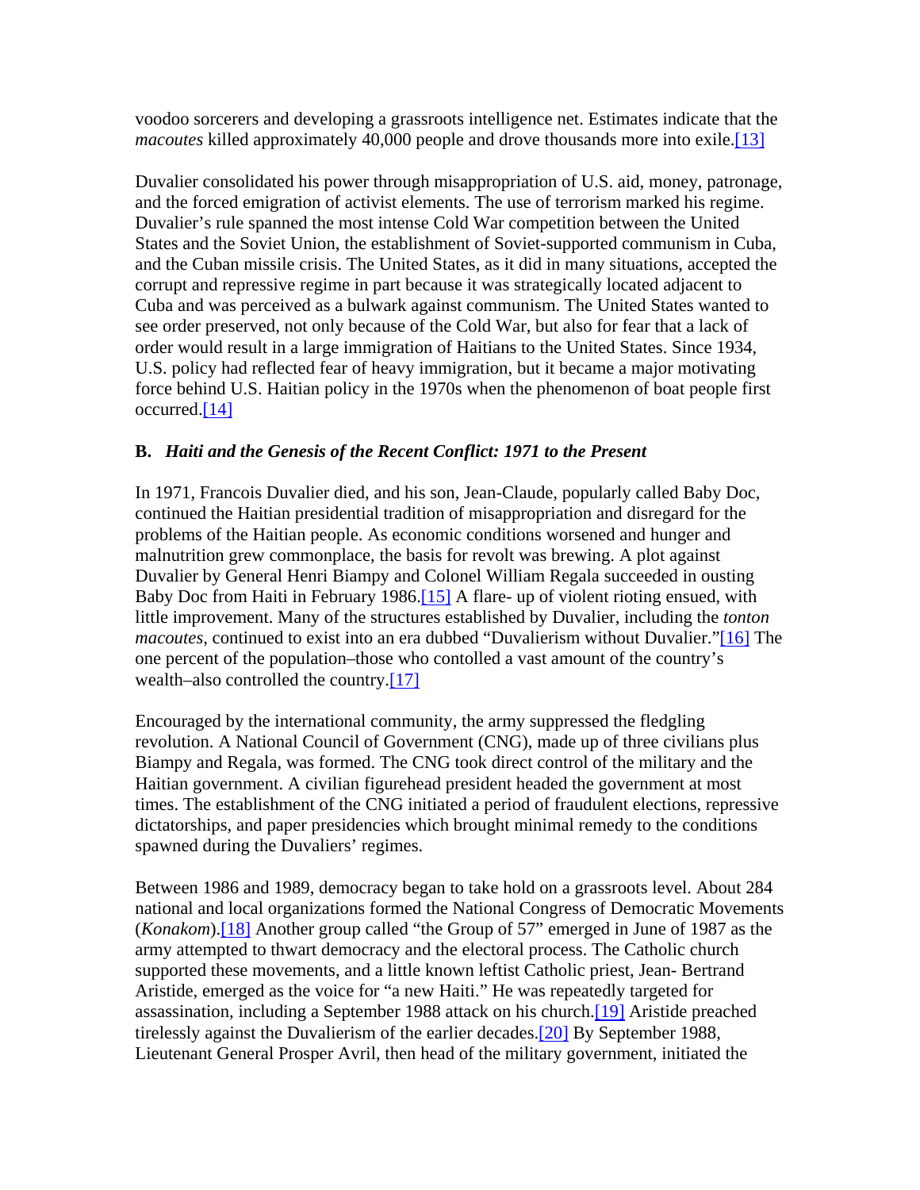voodoo sorcerers and developing a grassroots intelligence net. Estimates indicate that the *macoutes* killed approximately 40,000 people and drove thousands more into exile.[13]

Duvalier consolidated his power through misappropriation of U.S. aid, money, patronage, and the forced emigration of activist elements. The use of terrorism marked his regime. Duvalier's rule spanned the most intense Cold War competition between the United States and the Soviet Union, the establishment of Soviet-supported communism in Cuba, and the Cuban missile crisis. The United States, as it did in many situations, accepted the corrupt and repressive regime in part because it was strategically located adjacent to Cuba and was perceived as a bulwark against communism. The United States wanted to see order preserved, not only because of the Cold War, but also for fear that a lack of order would result in a large immigration of Haitians to the United States. Since 1934, U.S. policy had reflected fear of heavy immigration, but it became a major motivating force behind U.S. Haitian policy in the 1970s when the phenomenon of boat people first occurred.[14]

### B. *Haiti and the Genesis of the Recent Conflict: 1971 to the Present*

In 1971, Francois Duvalier died, and his son, Jean-Claude, popularly called Baby Doc, continued the Haitian presidential tradition of misappropriation and disregard for the problems of the Haitian people. As economic conditions worsened and hunger and malnutrition grew commonplace, the basis for revolt was brewing. A plot against Duvalier by General Henri Biampy and Colonel William Regala succeeded in ousting Baby Doc from Haiti in February 1986.[15] A flare- up of violent rioting ensued, with little improvement. Many of the structures established by Duvalier, including the *tonton macoutes*, continued to exist into an era dubbed "Duvalierism without Duvalier."[16] The one percent of the population–those who contolled a vast amount of the country's wealth–also controlled the country.[17]

Encouraged by the international community, the army suppressed the fledgling revolution. A National Council of Government (CNG), made up of three civilians plus Biampy and Regala, was formed. The CNG took direct control of the military and the Haitian government. A civilian figurehead president headed the government at most times. The establishment of the CNG initiated a period of fraudulent elections, repressive dictatorships, and paper presidencies which brought minimal remedy to the conditions spawned during the Duvaliers' regimes.

Between 1986 and 1989, democracy began to take hold on a grassroots level. About 284 national and local organizations formed the National Congress of Democratic Movements (*Konakom*).[18] Another group called "the Group of 57" emerged in June of 1987 as the army attempted to thwart democracy and the electoral process. The Catholic church supported these movements, and a little known leftist Catholic priest, Jean- Bertrand Aristide, emerged as the voice for "a new Haiti." He was repeatedly targeted for assassination, including a September 1988 attack on his church.[19] Aristide preached tirelessly against the Duvalierism of the earlier decades.[20] By September 1988, Lieutenant General Prosper Avril, then head of the military government, initiated the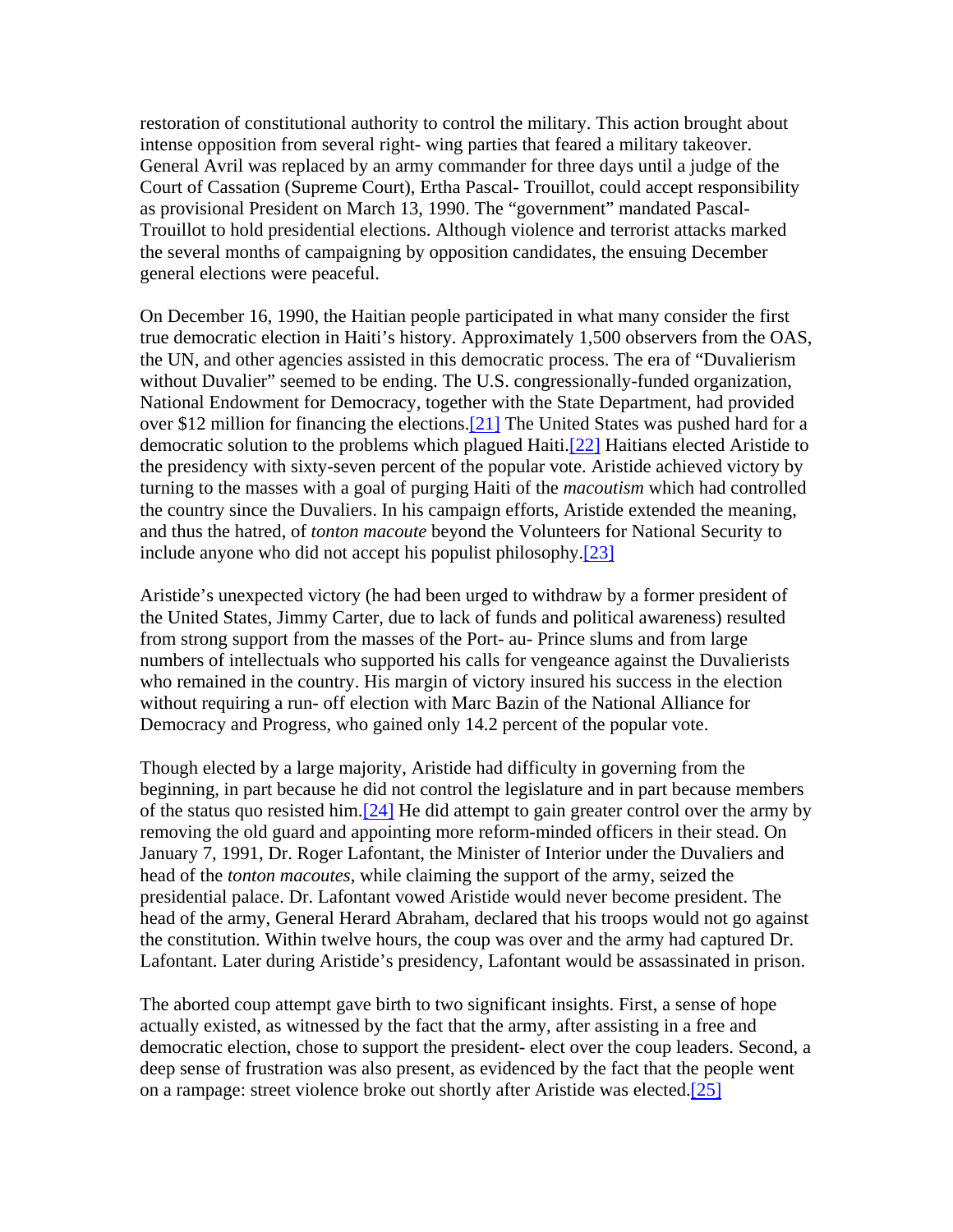restoration of constitutional authority to control the military. This action brought about intense opposition from several right- wing parties that feared a military takeover. General Avril was replaced by an army commander for three days until a judge of the Court of Cassation (Supreme Court), Ertha Pascal- Trouillot, could accept responsibility as provisional President on March 13, 1990. The "government" mandated Pascal- Trouillot to hold presidential elections. Although violence and terrorist attacks marked the several months of campaigning by opposition candidates, the ensuing December general elections were peaceful.

On December 16, 1990, the Haitian people participated in what many consider the first true democratic election in Haiti's history. Approximately 1,500 observers from the OAS, the UN, and other agencies assisted in this democratic process. The era of "Duvalierism without Duvalier" seemed to be ending. The U.S. congressionally-funded organization, National Endowment for Democracy, together with the State Department, had provided over $12 million for financing the elections.[21] The United States was pushed hard for a democratic solution to the problems which plagued Haiti.[22] Haitians elected Aristide to the presidency with sixty-seven percent of the popular vote. Aristide achieved victory by turning to the masses with a goal of purging Haiti of the *macoutism* which had controlled the country since the Duvaliers. In his campaign efforts, Aristide extended the meaning, and thus the hatred, of *tonton macoute* beyond the Volunteers for National Security to include anyone who did not accept his populist philosophy.[23]

Aristide's unexpected victory (he had been urged to withdraw by a former president of the United States, Jimmy Carter, due to lack of funds and political awareness) resulted from strong support from the masses of the Port- au- Prince slums and from large numbers of intellectuals who supported his calls for vengeance against the Duvalierists who remained in the country. His margin of victory insured his success in the election without requiring a run- off election with Marc Bazin of the National Alliance for Democracy and Progress, who gained only 14.2 percent of the popular vote.

Though elected by a large majority, Aristide had difficulty in governing from the beginning, in part because he did not control the legislature and in part because members of the status quo resisted him.[24] He did attempt to gain greater control over the army by removing the old guard and appointing more reform-minded officers in their stead. On January 7, 1991, Dr. Roger Lafontant, the Minister of Interior under the Duvaliers and head of the *tonton macoutes*, while claiming the support of the army, seized the presidential palace. Dr. Lafontant vowed Aristide would never become president. The head of the army, General Herard Abraham, declared that his troops would not go against the constitution. Within twelve hours, the coup was over and the army had captured Dr. Lafontant. Later during Aristide's presidency, Lafontant would be assassinated in prison.

The aborted coup attempt gave birth to two significant insights. First, a sense of hope actually existed, as witnessed by the fact that the army, after assisting in a free and democratic election, chose to support the president- elect over the coup leaders. Second, a deep sense of frustration was also present, as evidenced by the fact that the people went on a rampage: street violence broke out shortly after Aristide was elected.[25]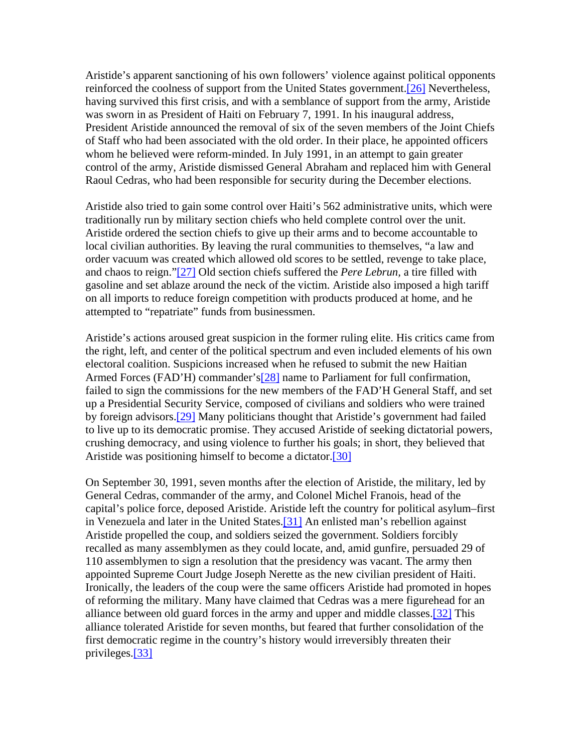Aristide's apparent sanctioning of his own followers' violence against political opponents reinforced the coolness of support from the United States government.[26] Nevertheless, having survived this first crisis, and with a semblance of support from the army, Aristide was sworn in as President of Haiti on February 7, 1991. In his inaugural address, President Aristide announced the removal of six of the seven members of the Joint Chiefs of Staff who had been associated with the old order. In their place, he appointed officers whom he believed were reform-minded. In July 1991, in an attempt to gain greater control of the army, Aristide dismissed General Abraham and replaced him with General Raoul Cedras, who had been responsible for security during the December elections.

Aristide also tried to gain some control over Haiti's 562 administrative units, which were traditionally run by military section chiefs who held complete control over the unit. Aristide ordered the section chiefs to give up their arms and to become accountable to local civilian authorities. By leaving the rural communities to themselves, "a law and order vacuum was created which allowed old scores to be settled, revenge to take place, and chaos to reign."[27] Old section chiefs suffered the *Pere Lebrun,* a tire filled with gasoline and set ablaze around the neck of the victim. Aristide also imposed a high tariff on all imports to reduce foreign competition with products produced at home, and he attempted to "repatriate" funds from businessmen.

Aristide's actions aroused great suspicion in the former ruling elite. His critics came from the right, left, and center of the political spectrum and even included elements of his own electoral coalition. Suspicions increased when he refused to submit the new Haitian Armed Forces (FAD'H) commander's[28] name to Parliament for full confirmation, failed to sign the commissions for the new members of the FAD'H General Staff, and set up a Presidential Security Service, composed of civilians and soldiers who were trained by foreign advisors.[29] Many politicians thought that Aristide's government had failed to live up to its democratic promise. They accused Aristide of seeking dictatorial powers, crushing democracy, and using violence to further his goals; in short, they believed that Aristide was positioning himself to become a dictator.[30]

On September 30, 1991, seven months after the election of Aristide, the military, led by General Cedras, commander of the army, and Colonel Michel Franois, head of the capital's police force, deposed Aristide. Aristide left the country for political asylum–first in Venezuela and later in the United States.[31] An enlisted man's rebellion against Aristide propelled the coup, and soldiers seized the government. Soldiers forcibly recalled as many assemblymen as they could locate, and, amid gunfire, persuaded 29 of 110 assemblymen to sign a resolution that the presidency was vacant. The army then appointed Supreme Court Judge Joseph Nerette as the new civilian president of Haiti. Ironically, the leaders of the coup were the same officers Aristide had promoted in hopes of reforming the military. Many have claimed that Cedras was a mere figurehead for an alliance between old guard forces in the army and upper and middle classes.[32] This alliance tolerated Aristide for seven months, but feared that further consolidation of the first democratic regime in the country's history would irreversibly threaten their privileges.[33]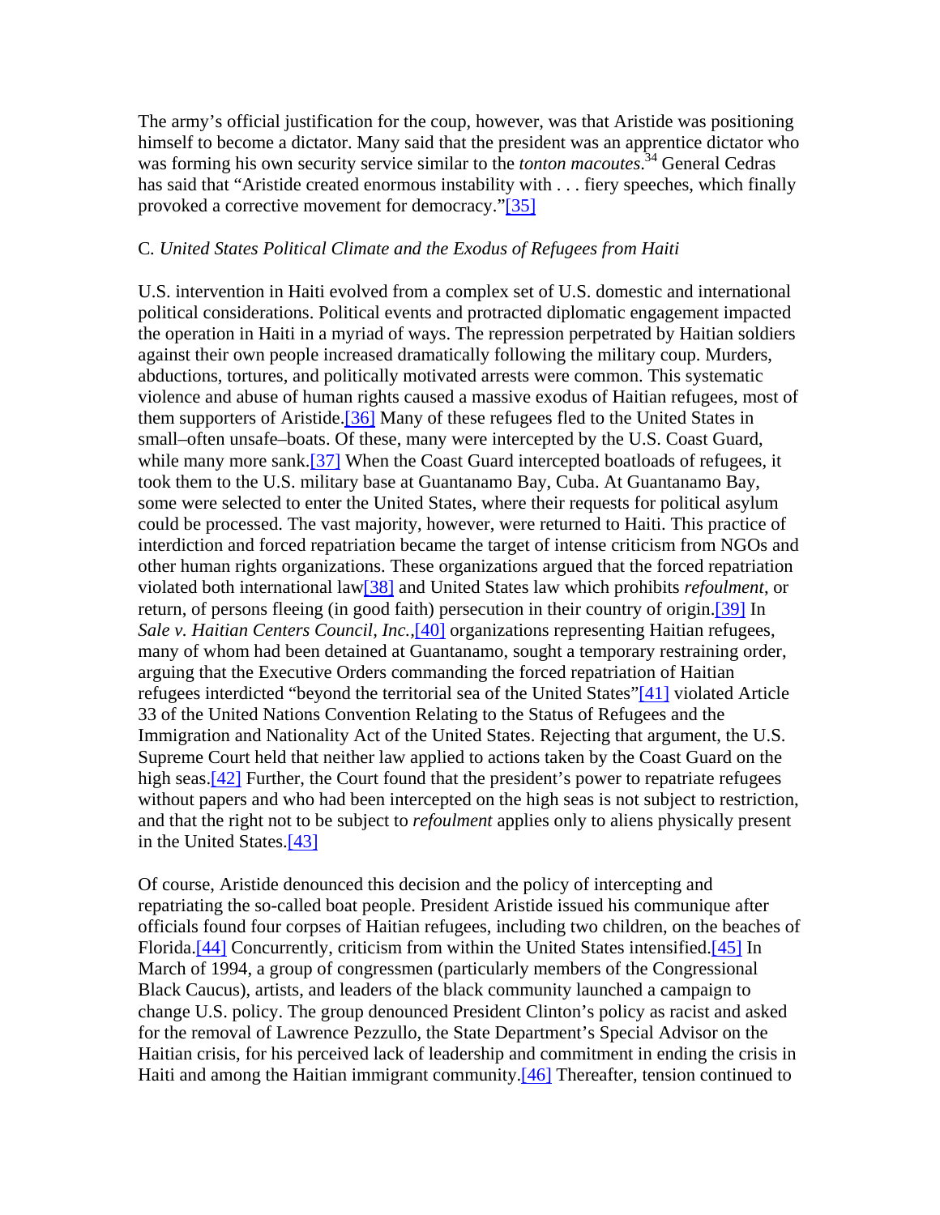The army's official justification for the coup, however, was that Aristide was positioning himself to become a dictator. Many said that the president was an apprentice dictator who was forming his own security service similar to the *tonton macoutes*.[34] General Cedras has said that "Aristide created enormous instability with . . . fiery speeches, which finally provoked a corrective movement for democracy."[35]

C. *United States Political Climate and the Exodus of Refugees from Haiti*

U.S. intervention in Haiti evolved from a complex set of U.S. domestic and international political considerations. Political events and protracted diplomatic engagement impacted the operation in Haiti in a myriad of ways. The repression perpetrated by Haitian soldiers against their own people increased dramatically following the military coup. Murders, abductions, tortures, and politically motivated arrests were common. This systematic violence and abuse of human rights caused a massive exodus of Haitian refugees, most of them supporters of Aristide.[36] Many of these refugees fled to the United States in small–often unsafe–boats. Of these, many were intercepted by the U.S. Coast Guard, while many more sank.[37] When the Coast Guard intercepted boatloads of refugees, it took them to the U.S. military base at Guantanamo Bay, Cuba. At Guantanamo Bay, some were selected to enter the United States, where their requests for political asylum could be processed. The vast majority, however, were returned to Haiti. This practice of interdiction and forced repatriation became the target of intense criticism from NGOs and other human rights organizations. These organizations argued that the forced repatriation violated both international law[38] and United States law which prohibits *refoulment*, or return, of persons fleeing (in good faith) persecution in their country of origin.[39] In *Sale v. Haitian Centers Council, Inc.*,[40] organizations representing Haitian refugees, many of whom had been detained at Guantanamo, sought a temporary restraining order, arguing that the Executive Orders commanding the forced repatriation of Haitian refugees interdicted "beyond the territorial sea of the United States"[41] violated Article 33 of the United Nations Convention Relating to the Status of Refugees and the Immigration and Nationality Act of the United States. Rejecting that argument, the U.S. Supreme Court held that neither law applied to actions taken by the Coast Guard on the high seas.[42] Further, the Court found that the president's power to repatriate refugees without papers and who had been intercepted on the high seas is not subject to restriction, and that the right not to be subject to *refoulment* applies only to aliens physically present in the United States.[43]

Of course, Aristide denounced this decision and the policy of intercepting and repatriating the so-called boat people. President Aristide issued his communique after officials found four corpses of Haitian refugees, including two children, on the beaches of Florida.[44] Concurrently, criticism from within the United States intensified.[45] In March of 1994, a group of congressmen (particularly members of the Congressional Black Caucus), artists, and leaders of the black community launched a campaign to change U.S. policy. The group denounced President Clinton's policy as racist and asked for the removal of Lawrence Pezzullo, the State Department's Special Advisor on the Haitian crisis, for his perceived lack of leadership and commitment in ending the crisis in Haiti and among the Haitian immigrant community.[46] Thereafter, tension continued to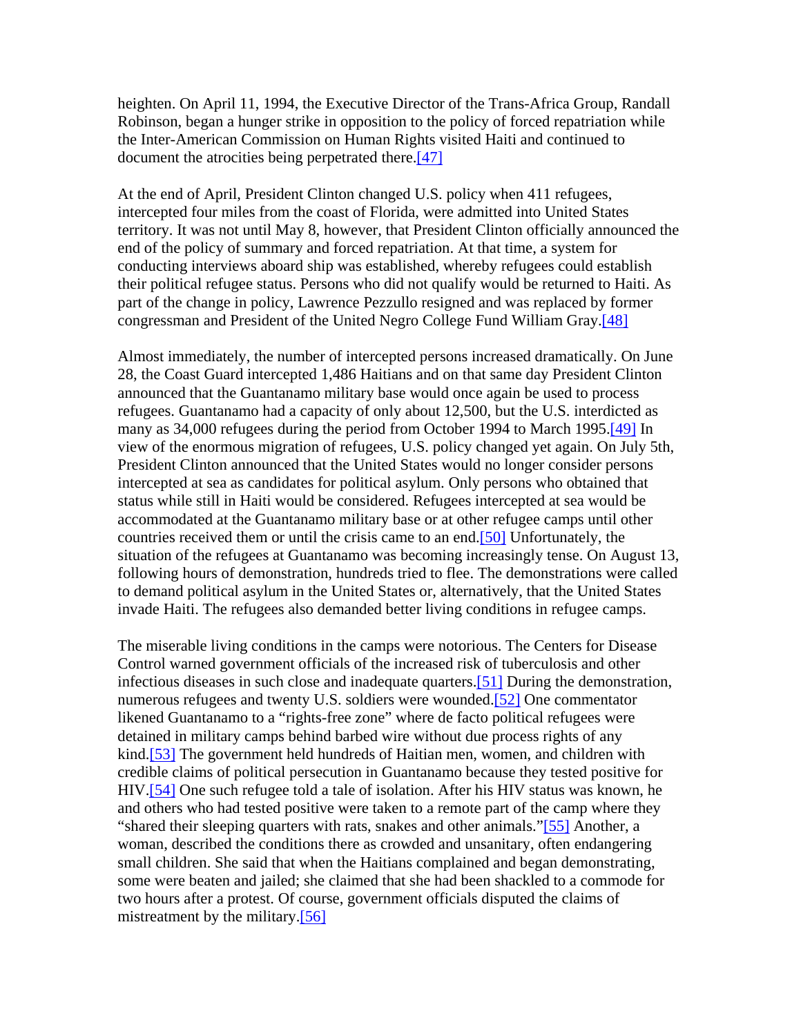heighten. On April 11, 1994, the Executive Director of the Trans-Africa Group, Randall Robinson, began a hunger strike in opposition to the policy of forced repatriation while the Inter-American Commission on Human Rights visited Haiti and continued to document the atrocities being perpetrated there.[47]

At the end of April, President Clinton changed U.S. policy when 411 refugees, intercepted four miles from the coast of Florida, were admitted into United States territory. It was not until May 8, however, that President Clinton officially announced the end of the policy of summary and forced repatriation. At that time, a system for conducting interviews aboard ship was established, whereby refugees could establish their political refugee status. Persons who did not qualify would be returned to Haiti. As part of the change in policy, Lawrence Pezzullo resigned and was replaced by former congressman and President of the United Negro College Fund William Gray.[48]

Almost immediately, the number of intercepted persons increased dramatically. On June 28, the Coast Guard intercepted 1,486 Haitians and on that same day President Clinton announced that the Guantanamo military base would once again be used to process refugees. Guantanamo had a capacity of only about 12,500, but the U.S. interdicted as many as 34,000 refugees during the period from October 1994 to March 1995.[49] In view of the enormous migration of refugees, U.S. policy changed yet again. On July 5th, President Clinton announced that the United States would no longer consider persons intercepted at sea as candidates for political asylum. Only persons who obtained that status while still in Haiti would be considered. Refugees intercepted at sea would be accommodated at the Guantanamo military base or at other refugee camps until other countries received them or until the crisis came to an end.[50] Unfortunately, the situation of the refugees at Guantanamo was becoming increasingly tense. On August 13, following hours of demonstration, hundreds tried to flee. The demonstrations were called to demand political asylum in the United States or, alternatively, that the United States invade Haiti. The refugees also demanded better living conditions in refugee camps.

The miserable living conditions in the camps were notorious. The Centers for Disease Control warned government officials of the increased risk of tuberculosis and other infectious diseases in such close and inadequate quarters.[51] During the demonstration, numerous refugees and twenty U.S. soldiers were wounded.[52] One commentator likened Guantanamo to a "rights-free zone" where de facto political refugees were detained in military camps behind barbed wire without due process rights of any kind.[53] The government held hundreds of Haitian men, women, and children with credible claims of political persecution in Guantanamo because they tested positive for HIV.[54] One such refugee told a tale of isolation. After his HIV status was known, he and others who had tested positive were taken to a remote part of the camp where they "shared their sleeping quarters with rats, snakes and other animals."[55] Another, a woman, described the conditions there as crowded and unsanitary, often endangering small children. She said that when the Haitians complained and began demonstrating, some were beaten and jailed; she claimed that she had been shackled to a commode for two hours after a protest. Of course, government officials disputed the claims of mistreatment by the military.[56]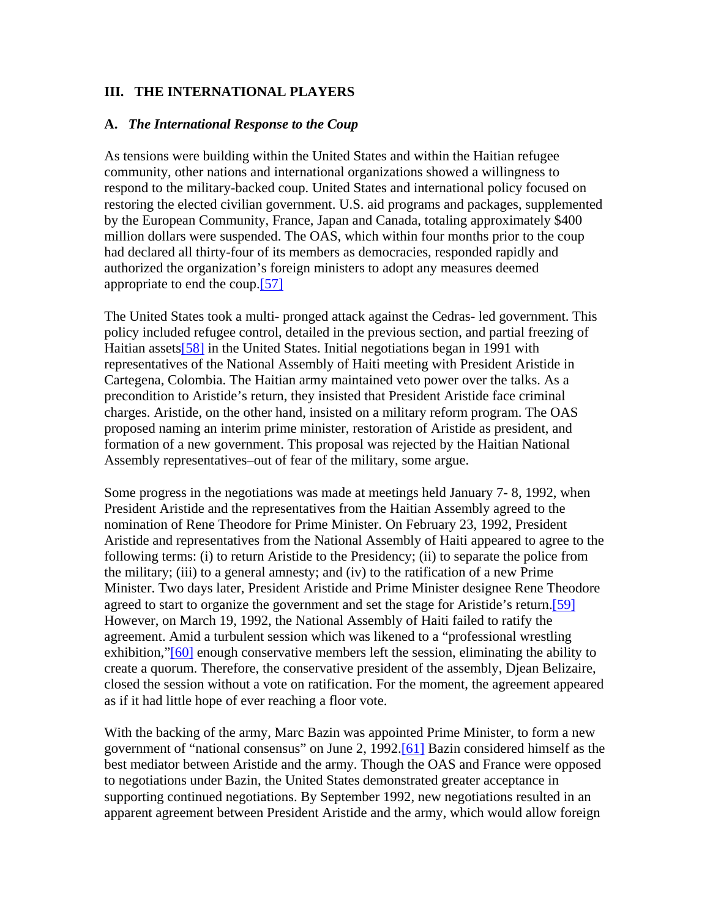## III. THE INTERNATIONAL PLAYERS

### A. *The International Response to the Coup*

As tensions were building within the United States and within the Haitian refugee community, other nations and international organizations showed a willingness to respond to the military-backed coup. United States and international policy focused on restoring the elected civilian government. U.S. aid programs and packages, supplemented by the European Community, France, Japan and Canada, totaling approximately $400 million dollars were suspended. The OAS, which within four months prior to the coup had declared all thirty-four of its members as democracies, responded rapidly and authorized the organization's foreign ministers to adopt any measures deemed appropriate to end the coup.[57]

The United States took a multi- pronged attack against the Cedras- led government. This policy included refugee control, detailed in the previous section, and partial freezing of Haitian assets[58] in the United States. Initial negotiations began in 1991 with representatives of the National Assembly of Haiti meeting with President Aristide in Cartegena, Colombia. The Haitian army maintained veto power over the talks. As a precondition to Aristide's return, they insisted that President Aristide face criminal charges. Aristide, on the other hand, insisted on a military reform program. The OAS proposed naming an interim prime minister, restoration of Aristide as president, and formation of a new government. This proposal was rejected by the Haitian National Assembly representatives–out of fear of the military, some argue.

Some progress in the negotiations was made at meetings held January 7- 8, 1992, when President Aristide and the representatives from the Haitian Assembly agreed to the nomination of Rene Theodore for Prime Minister. On February 23, 1992, President Aristide and representatives from the National Assembly of Haiti appeared to agree to the following terms: (i) to return Aristide to the Presidency; (ii) to separate the police from the military; (iii) to a general amnesty; and (iv) to the ratification of a new Prime Minister. Two days later, President Aristide and Prime Minister designee Rene Theodore agreed to start to organize the government and set the stage for Aristide's return.[59] However, on March 19, 1992, the National Assembly of Haiti failed to ratify the agreement. Amid a turbulent session which was likened to a "professional wrestling exhibition,"[60] enough conservative members left the session, eliminating the ability to create a quorum. Therefore, the conservative president of the assembly, Djean Belizaire, closed the session without a vote on ratification. For the moment, the agreement appeared as if it had little hope of ever reaching a floor vote.

With the backing of the army, Marc Bazin was appointed Prime Minister, to form a new government of "national consensus" on June 2, 1992.[61] Bazin considered himself as the best mediator between Aristide and the army. Though the OAS and France were opposed to negotiations under Bazin, the United States demonstrated greater acceptance in supporting continued negotiations. By September 1992, new negotiations resulted in an apparent agreement between President Aristide and the army, which would allow foreign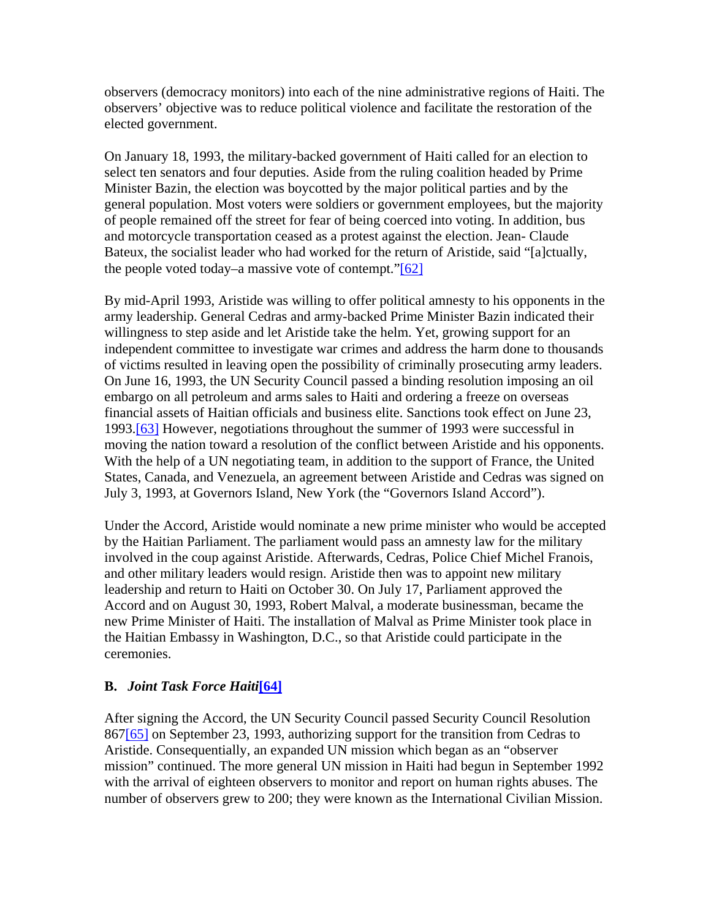observers (democracy monitors) into each of the nine administrative regions of Haiti. The observers' objective was to reduce political violence and facilitate the restoration of the elected government.

On January 18, 1993, the military-backed government of Haiti called for an election to select ten senators and four deputies. Aside from the ruling coalition headed by Prime Minister Bazin, the election was boycotted by the major political parties and by the general population. Most voters were soldiers or government employees, but the majority of people remained off the street for fear of being coerced into voting. In addition, bus and motorcycle transportation ceased as a protest against the election. Jean- Claude Bateux, the socialist leader who had worked for the return of Aristide, said "[a]ctually, the people voted today–a massive vote of contempt."[62]

By mid-April 1993, Aristide was willing to offer political amnesty to his opponents in the army leadership. General Cedras and army-backed Prime Minister Bazin indicated their willingness to step aside and let Aristide take the helm. Yet, growing support for an independent committee to investigate war crimes and address the harm done to thousands of victims resulted in leaving open the possibility of criminally prosecuting army leaders. On June 16, 1993, the UN Security Council passed a binding resolution imposing an oil embargo on all petroleum and arms sales to Haiti and ordering a freeze on overseas financial assets of Haitian officials and business elite. Sanctions took effect on June 23, 1993.[63] However, negotiations throughout the summer of 1993 were successful in moving the nation toward a resolution of the conflict between Aristide and his opponents. With the help of a UN negotiating team, in addition to the support of France, the United States, Canada, and Venezuela, an agreement between Aristide and Cedras was signed on July 3, 1993, at Governors Island, New York (the "Governors Island Accord").

Under the Accord, Aristide would nominate a new prime minister who would be accepted by the Haitian Parliament. The parliament would pass an amnesty law for the military involved in the coup against Aristide. Afterwards, Cedras, Police Chief Michel Franois, and other military leaders would resign. Aristide then was to appoint new military leadership and return to Haiti on October 30. On July 17, Parliament approved the Accord and on August 30, 1993, Robert Malval, a moderate businessman, became the new Prime Minister of Haiti. The installation of Malval as Prime Minister took place in the Haitian Embassy in Washington, D.C., so that Aristide could participate in the ceremonies.

### B. *Joint Task Force Haiti*[64]

After signing the Accord, the UN Security Council passed Security Council Resolution 867[65] on September 23, 1993, authorizing support for the transition from Cedras to Aristide. Consequentially, an expanded UN mission which began as an "observer mission" continued. The more general UN mission in Haiti had begun in September 1992 with the arrival of eighteen observers to monitor and report on human rights abuses. The number of observers grew to 200; they were known as the International Civilian Mission.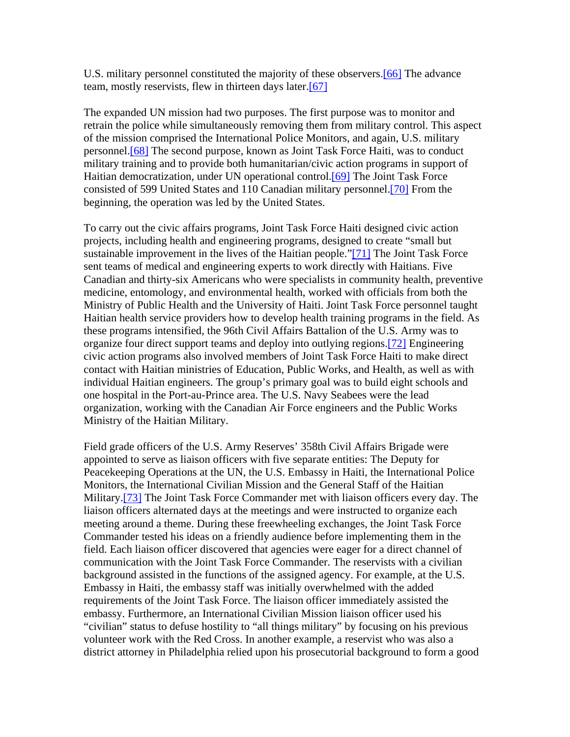U.S. military personnel constituted the majority of these observers.[66] The advance team, mostly reservists, flew in thirteen days later.[67]

The expanded UN mission had two purposes. The first purpose was to monitor and retrain the police while simultaneously removing them from military control. This aspect of the mission comprised the International Police Monitors, and again, U.S. military personnel.[68] The second purpose, known as Joint Task Force Haiti, was to conduct military training and to provide both humanitarian/civic action programs in support of Haitian democratization, under UN operational control.[69] The Joint Task Force consisted of 599 United States and 110 Canadian military personnel.[70] From the beginning, the operation was led by the United States.

To carry out the civic affairs programs, Joint Task Force Haiti designed civic action projects, including health and engineering programs, designed to create "small but sustainable improvement in the lives of the Haitian people."[71] The Joint Task Force sent teams of medical and engineering experts to work directly with Haitians. Five Canadian and thirty-six Americans who were specialists in community health, preventive medicine, entomology, and environmental health, worked with officials from both the Ministry of Public Health and the University of Haiti. Joint Task Force personnel taught Haitian health service providers how to develop health training programs in the field. As these programs intensified, the 96th Civil Affairs Battalion of the U.S. Army was to organize four direct support teams and deploy into outlying regions.[72] Engineering civic action programs also involved members of Joint Task Force Haiti to make direct contact with Haitian ministries of Education, Public Works, and Health, as well as with individual Haitian engineers. The group's primary goal was to build eight schools and one hospital in the Port-au-Prince area. The U.S. Navy Seabees were the lead organization, working with the Canadian Air Force engineers and the Public Works Ministry of the Haitian Military.

Field grade officers of the U.S. Army Reserves' 358th Civil Affairs Brigade were appointed to serve as liaison officers with five separate entities: The Deputy for Peacekeeping Operations at the UN, the U.S. Embassy in Haiti, the International Police Monitors, the International Civilian Mission and the General Staff of the Haitian Military.[73] The Joint Task Force Commander met with liaison officers every day. The liaison officers alternated days at the meetings and were instructed to organize each meeting around a theme. During these freewheeling exchanges, the Joint Task Force Commander tested his ideas on a friendly audience before implementing them in the field. Each liaison officer discovered that agencies were eager for a direct channel of communication with the Joint Task Force Commander. The reservists with a civilian background assisted in the functions of the assigned agency. For example, at the U.S. Embassy in Haiti, the embassy staff was initially overwhelmed with the added requirements of the Joint Task Force. The liaison officer immediately assisted the embassy. Furthermore, an International Civilian Mission liaison officer used his "civilian" status to defuse hostility to "all things military" by focusing on his previous volunteer work with the Red Cross. In another example, a reservist who was also a district attorney in Philadelphia relied upon his prosecutorial background to form a good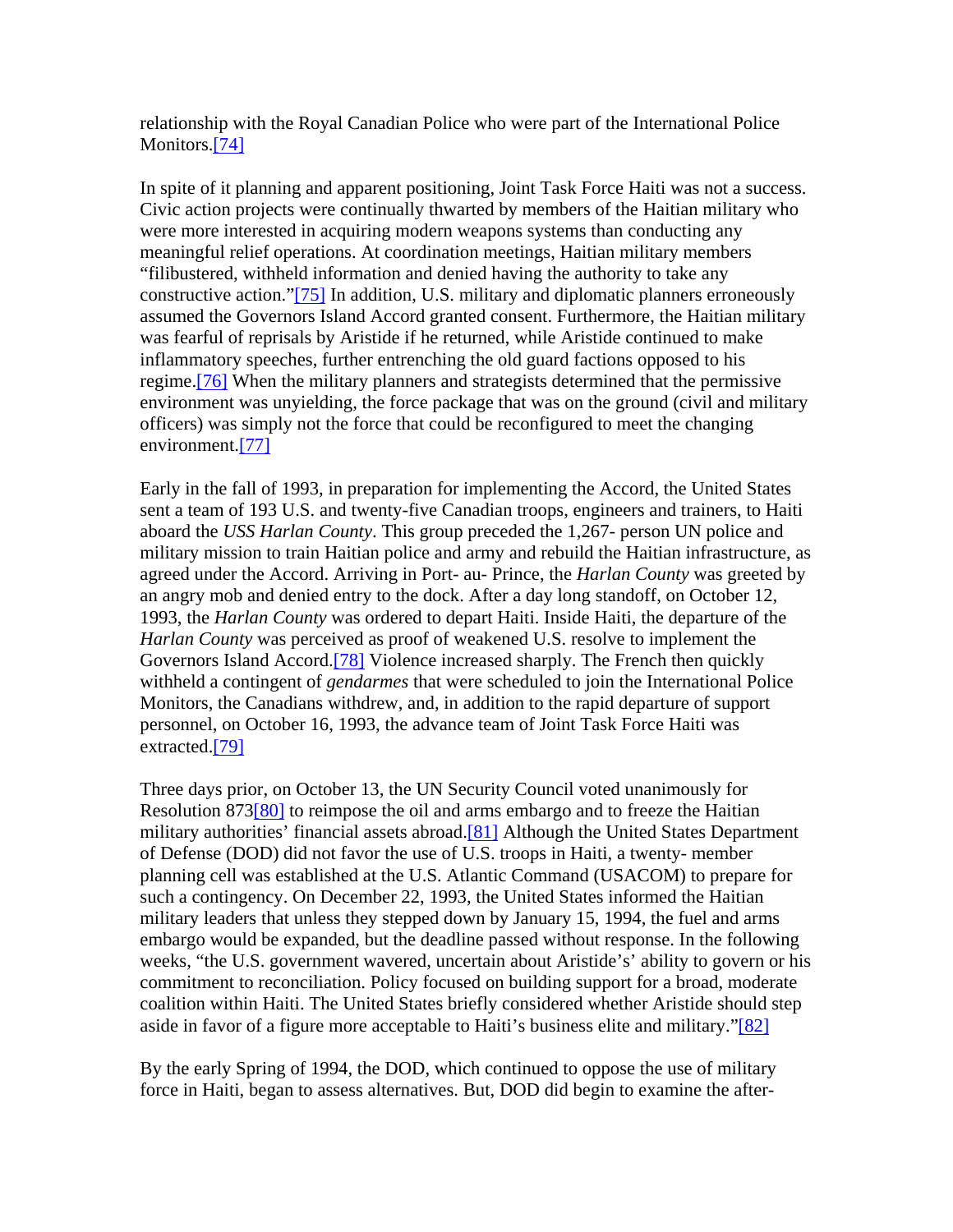relationship with the Royal Canadian Police who were part of the International Police Monitors.[74]

In spite of it planning and apparent positioning, Joint Task Force Haiti was not a success. Civic action projects were continually thwarted by members of the Haitian military who were more interested in acquiring modern weapons systems than conducting any meaningful relief operations. At coordination meetings, Haitian military members "filibustered, withheld information and denied having the authority to take any constructive action."[75] In addition, U.S. military and diplomatic planners erroneously assumed the Governors Island Accord granted consent. Furthermore, the Haitian military was fearful of reprisals by Aristide if he returned, while Aristide continued to make inflammatory speeches, further entrenching the old guard factions opposed to his regime.[76] When the military planners and strategists determined that the permissive environment was unyielding, the force package that was on the ground (civil and military officers) was simply not the force that could be reconfigured to meet the changing environment.[77]

Early in the fall of 1993, in preparation for implementing the Accord, the United States sent a team of 193 U.S. and twenty-five Canadian troops, engineers and trainers, to Haiti aboard the *USS Harlan County*. This group preceded the 1,267- person UN police and military mission to train Haitian police and army and rebuild the Haitian infrastructure, as agreed under the Accord. Arriving in Port- au- Prince, the *Harlan County* was greeted by an angry mob and denied entry to the dock. After a day long standoff, on October 12, 1993, the *Harlan County* was ordered to depart Haiti. Inside Haiti, the departure of the *Harlan County* was perceived as proof of weakened U.S. resolve to implement the Governors Island Accord.[78] Violence increased sharply. The French then quickly withheld a contingent of *gendarmes* that were scheduled to join the International Police Monitors, the Canadians withdrew, and, in addition to the rapid departure of support personnel, on October 16, 1993, the advance team of Joint Task Force Haiti was extracted.[79]

Three days prior, on October 13, the UN Security Council voted unanimously for Resolution 873[80] to reimpose the oil and arms embargo and to freeze the Haitian military authorities' financial assets abroad.[81] Although the United States Department of Defense (DOD) did not favor the use of U.S. troops in Haiti, a twenty- member planning cell was established at the U.S. Atlantic Command (USACOM) to prepare for such a contingency. On December 22, 1993, the United States informed the Haitian military leaders that unless they stepped down by January 15, 1994, the fuel and arms embargo would be expanded, but the deadline passed without response. In the following weeks, "the U.S. government wavered, uncertain about Aristide's' ability to govern or his commitment to reconciliation. Policy focused on building support for a broad, moderate coalition within Haiti. The United States briefly considered whether Aristide should step aside in favor of a figure more acceptable to Haiti's business elite and military."[82]

By the early Spring of 1994, the DOD, which continued to oppose the use of military force in Haiti, began to assess alternatives. But, DOD did begin to examine the after-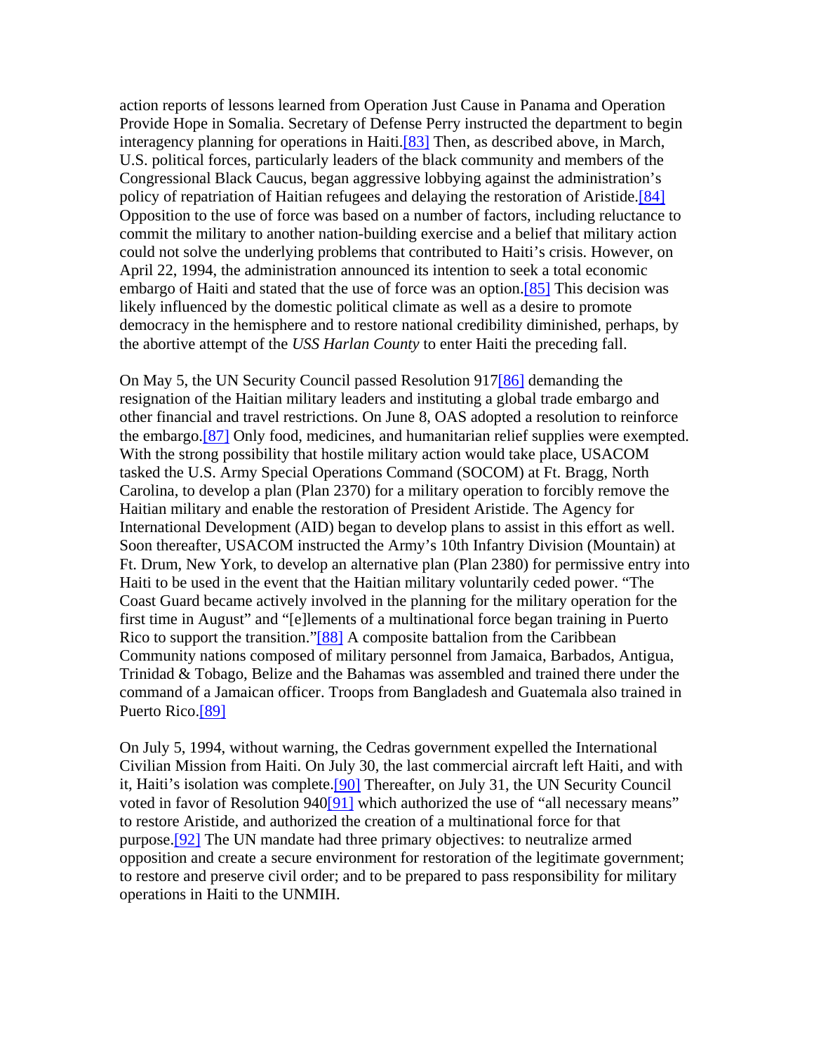action reports of lessons learned from Operation Just Cause in Panama and Operation Provide Hope in Somalia. Secretary of Defense Perry instructed the department to begin interagency planning for operations in Haiti.[83] Then, as described above, in March, U.S. political forces, particularly leaders of the black community and members of the Congressional Black Caucus, began aggressive lobbying against the administration's policy of repatriation of Haitian refugees and delaying the restoration of Aristide.[84] Opposition to the use of force was based on a number of factors, including reluctance to commit the military to another nation-building exercise and a belief that military action could not solve the underlying problems that contributed to Haiti's crisis. However, on April 22, 1994, the administration announced its intention to seek a total economic embargo of Haiti and stated that the use of force was an option.[85] This decision was likely influenced by the domestic political climate as well as a desire to promote democracy in the hemisphere and to restore national credibility diminished, perhaps, by the abortive attempt of the *USS Harlan County* to enter Haiti the preceding fall.

On May 5, the UN Security Council passed Resolution 917[86] demanding the resignation of the Haitian military leaders and instituting a global trade embargo and other financial and travel restrictions. On June 8, OAS adopted a resolution to reinforce the embargo.[87] Only food, medicines, and humanitarian relief supplies were exempted. With the strong possibility that hostile military action would take place, USACOM tasked the U.S. Army Special Operations Command (SOCOM) at Ft. Bragg, North Carolina, to develop a plan (Plan 2370) for a military operation to forcibly remove the Haitian military and enable the restoration of President Aristide. The Agency for International Development (AID) began to develop plans to assist in this effort as well. Soon thereafter, USACOM instructed the Army's 10th Infantry Division (Mountain) at Ft. Drum, New York, to develop an alternative plan (Plan 2380) for permissive entry into Haiti to be used in the event that the Haitian military voluntarily ceded power. "The Coast Guard became actively involved in the planning for the military operation for the first time in August" and "[e]lements of a multinational force began training in Puerto Rico to support the transition."[88] A composite battalion from the Caribbean Community nations composed of military personnel from Jamaica, Barbados, Antigua, Trinidad & Tobago, Belize and the Bahamas was assembled and trained there under the command of a Jamaican officer. Troops from Bangladesh and Guatemala also trained in Puerto Rico.[89]

On July 5, 1994, without warning, the Cedras government expelled the International Civilian Mission from Haiti. On July 30, the last commercial aircraft left Haiti, and with it, Haiti's isolation was complete.[90] Thereafter, on July 31, the UN Security Council voted in favor of Resolution 940[91] which authorized the use of "all necessary means" to restore Aristide, and authorized the creation of a multinational force for that purpose.[92] The UN mandate had three primary objectives: to neutralize armed opposition and create a secure environment for restoration of the legitimate government; to restore and preserve civil order; and to be prepared to pass responsibility for military operations in Haiti to the UNMIH.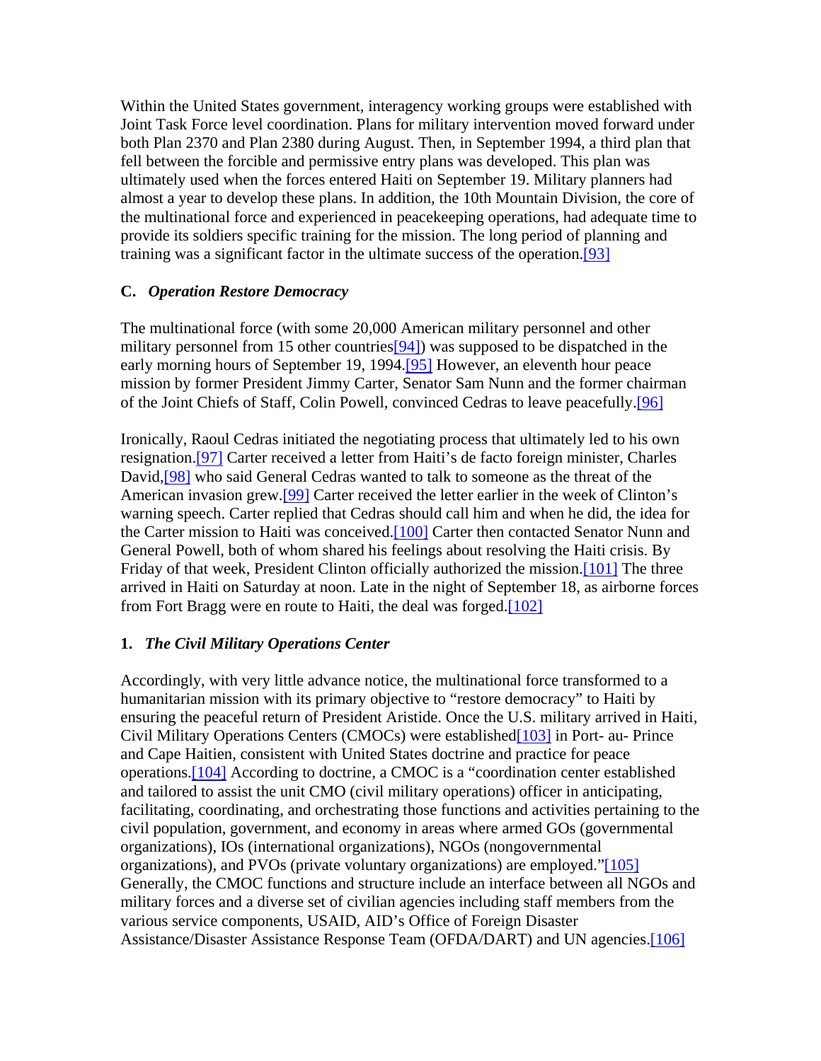Within the United States government, interagency working groups were established with Joint Task Force level coordination. Plans for military intervention moved forward under both Plan 2370 and Plan 2380 during August. Then, in September 1994, a third plan that fell between the forcible and permissive entry plans was developed. This plan was ultimately used when the forces entered Haiti on September 19. Military planners had almost a year to develop these plans. In addition, the 10th Mountain Division, the core of the multinational force and experienced in peacekeeping operations, had adequate time to provide its soldiers specific training for the mission. The long period of planning and training was a significant factor in the ultimate success of the operation.[93]

### C. *Operation Restore Democracy*

The multinational force (with some 20,000 American military personnel and other military personnel from 15 other countries[94]) was supposed to be dispatched in the early morning hours of September 19, 1994.[95] However, an eleventh hour peace mission by former President Jimmy Carter, Senator Sam Nunn and the former chairman of the Joint Chiefs of Staff, Colin Powell, convinced Cedras to leave peacefully.[96]

Ironically, Raoul Cedras initiated the negotiating process that ultimately led to his own resignation.[97] Carter received a letter from Haiti's de facto foreign minister, Charles David,[98] who said General Cedras wanted to talk to someone as the threat of the American invasion grew.[99] Carter received the letter earlier in the week of Clinton's warning speech. Carter replied that Cedras should call him and when he did, the idea for the Carter mission to Haiti was conceived.[100] Carter then contacted Senator Nunn and General Powell, both of whom shared his feelings about resolving the Haiti crisis. By Friday of that week, President Clinton officially authorized the mission.[101] The three arrived in Haiti on Saturday at noon. Late in the night of September 18, as airborne forces from Fort Bragg were en route to Haiti, the deal was forged.[102]

#### 1. *The Civil Military Operations Center*

Accordingly, with very little advance notice, the multinational force transformed to a humanitarian mission with its primary objective to "restore democracy" to Haiti by ensuring the peaceful return of President Aristide. Once the U.S. military arrived in Haiti, Civil Military Operations Centers (CMOCs) were established[103] in Port- au- Prince and Cape Haitien, consistent with United States doctrine and practice for peace operations.[104] According to doctrine, a CMOC is a "coordination center established and tailored to assist the unit CMO (civil military operations) officer in anticipating, facilitating, coordinating, and orchestrating those functions and activities pertaining to the civil population, government, and economy in areas where armed GOs (governmental organizations), IOs (international organizations), NGOs (nongovernmental organizations), and PVOs (private voluntary organizations) are employed."[105] Generally, the CMOC functions and structure include an interface between all NGOs and military forces and a diverse set of civilian agencies including staff members from the various service components, USAID, AID's Office of Foreign Disaster Assistance/Disaster Assistance Response Team (OFDA/DART) and UN agencies.[106]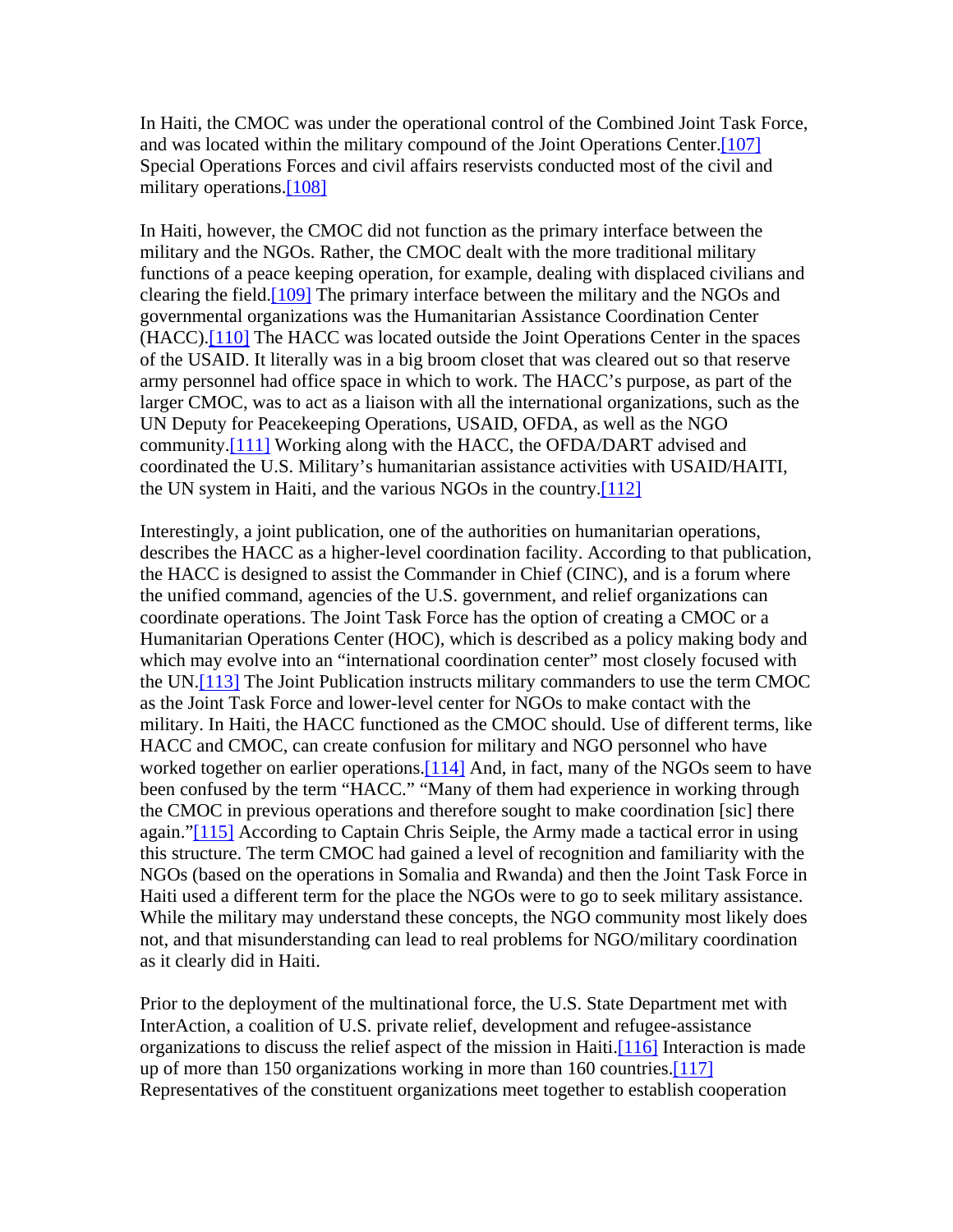In Haiti, the CMOC was under the operational control of the Combined Joint Task Force, and was located within the military compound of the Joint Operations Center.[107] Special Operations Forces and civil affairs reservists conducted most of the civil and military operations.[108]

In Haiti, however, the CMOC did not function as the primary interface between the military and the NGOs. Rather, the CMOC dealt with the more traditional military functions of a peace keeping operation, for example, dealing with displaced civilians and clearing the field.[109] The primary interface between the military and the NGOs and governmental organizations was the Humanitarian Assistance Coordination Center (HACC).[110] The HACC was located outside the Joint Operations Center in the spaces of the USAID. It literally was in a big broom closet that was cleared out so that reserve army personnel had office space in which to work. The HACC's purpose, as part of the larger CMOC, was to act as a liaison with all the international organizations, such as the UN Deputy for Peacekeeping Operations, USAID, OFDA, as well as the NGO community.[111] Working along with the HACC, the OFDA/DART advised and coordinated the U.S. Military's humanitarian assistance activities with USAID/HAITI, the UN system in Haiti, and the various NGOs in the country.[112]

Interestingly, a joint publication, one of the authorities on humanitarian operations, describes the HACC as a higher-level coordination facility. According to that publication, the HACC is designed to assist the Commander in Chief (CINC), and is a forum where the unified command, agencies of the U.S. government, and relief organizations can coordinate operations. The Joint Task Force has the option of creating a CMOC or a Humanitarian Operations Center (HOC), which is described as a policy making body and which may evolve into an "international coordination center" most closely focused with the UN.[113] The Joint Publication instructs military commanders to use the term CMOC as the Joint Task Force and lower-level center for NGOs to make contact with the military. In Haiti, the HACC functioned as the CMOC should. Use of different terms, like HACC and CMOC, can create confusion for military and NGO personnel who have worked together on earlier operations.[114] And, in fact, many of the NGOs seem to have been confused by the term "HACC." "Many of them had experience in working through the CMOC in previous operations and therefore sought to make coordination [sic] there again."[115] According to Captain Chris Seiple, the Army made a tactical error in using this structure. The term CMOC had gained a level of recognition and familiarity with the NGOs (based on the operations in Somalia and Rwanda) and then the Joint Task Force in Haiti used a different term for the place the NGOs were to go to seek military assistance. While the military may understand these concepts, the NGO community most likely does not, and that misunderstanding can lead to real problems for NGO/military coordination as it clearly did in Haiti.

Prior to the deployment of the multinational force, the U.S. State Department met with InterAction, a coalition of U.S. private relief, development and refugee-assistance organizations to discuss the relief aspect of the mission in Haiti.[116] Interaction is made up of more than 150 organizations working in more than 160 countries.[117] Representatives of the constituent organizations meet together to establish cooperation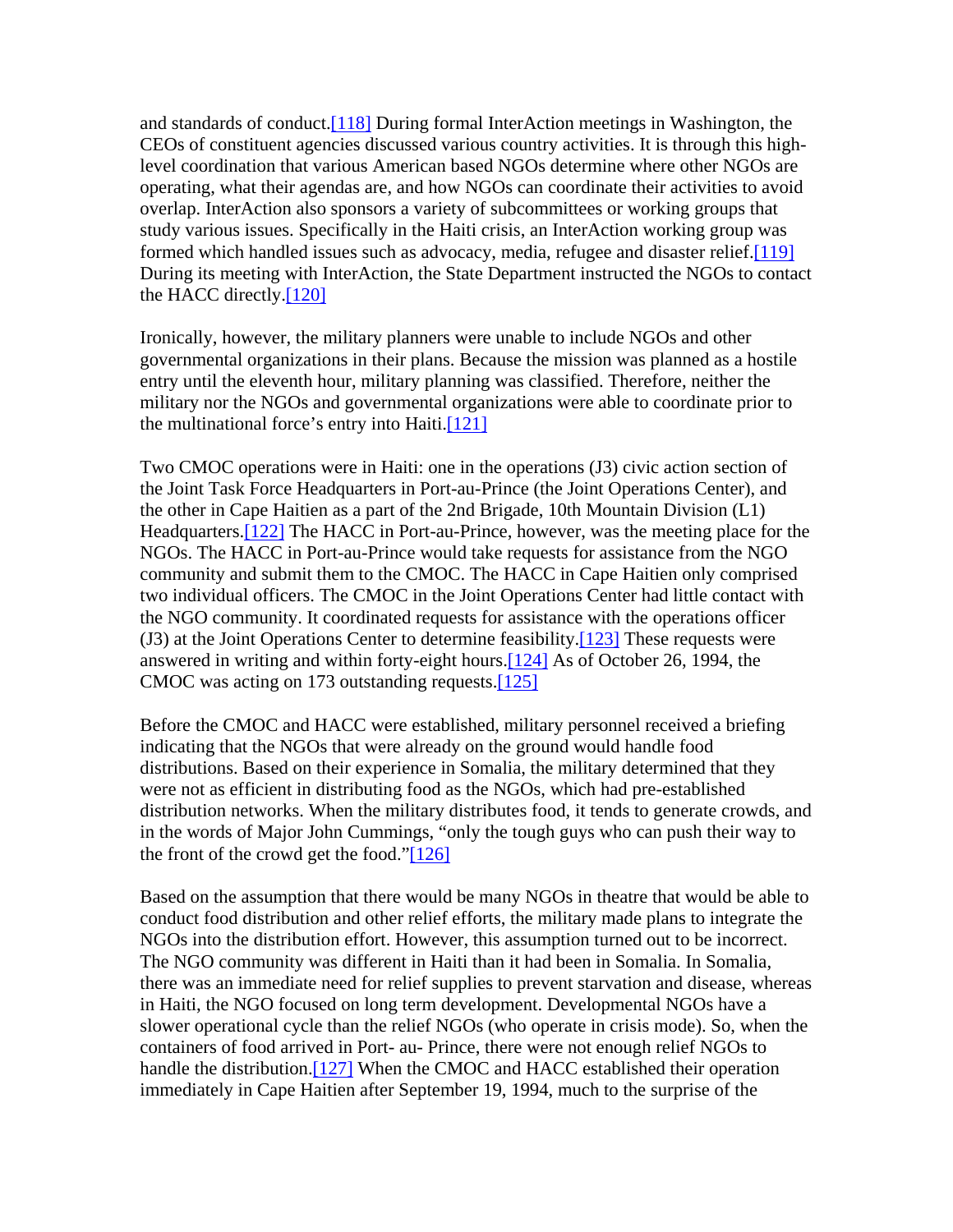and standards of conduct.[118] During formal InterAction meetings in Washington, the CEOs of constituent agencies discussed various country activities. It is through this high-level coordination that various American based NGOs determine where other NGOs are operating, what their agendas are, and how NGOs can coordinate their activities to avoid overlap. InterAction also sponsors a variety of subcommittees or working groups that study various issues. Specifically in the Haiti crisis, an InterAction working group was formed which handled issues such as advocacy, media, refugee and disaster relief.[119] During its meeting with InterAction, the State Department instructed the NGOs to contact the HACC directly.[120]

Ironically, however, the military planners were unable to include NGOs and other governmental organizations in their plans. Because the mission was planned as a hostile entry until the eleventh hour, military planning was classified. Therefore, neither the military nor the NGOs and governmental organizations were able to coordinate prior to the multinational force's entry into Haiti.[121]

Two CMOC operations were in Haiti: one in the operations (J3) civic action section of the Joint Task Force Headquarters in Port-au-Prince (the Joint Operations Center), and the other in Cape Haitien as a part of the 2nd Brigade, 10th Mountain Division (L1) Headquarters.[122] The HACC in Port-au-Prince, however, was the meeting place for the NGOs. The HACC in Port-au-Prince would take requests for assistance from the NGO community and submit them to the CMOC. The HACC in Cape Haitien only comprised two individual officers. The CMOC in the Joint Operations Center had little contact with the NGO community. It coordinated requests for assistance with the operations officer (J3) at the Joint Operations Center to determine feasibility.[123] These requests were answered in writing and within forty-eight hours.[124] As of October 26, 1994, the CMOC was acting on 173 outstanding requests.[125]

Before the CMOC and HACC were established, military personnel received a briefing indicating that the NGOs that were already on the ground would handle food distributions. Based on their experience in Somalia, the military determined that they were not as efficient in distributing food as the NGOs, which had pre-established distribution networks. When the military distributes food, it tends to generate crowds, and in the words of Major John Cummings, "only the tough guys who can push their way to the front of the crowd get the food."[126]

Based on the assumption that there would be many NGOs in theatre that would be able to conduct food distribution and other relief efforts, the military made plans to integrate the NGOs into the distribution effort. However, this assumption turned out to be incorrect. The NGO community was different in Haiti than it had been in Somalia. In Somalia, there was an immediate need for relief supplies to prevent starvation and disease, whereas in Haiti, the NGO focused on long term development. Developmental NGOs have a slower operational cycle than the relief NGOs (who operate in crisis mode). So, when the containers of food arrived in Port- au- Prince, there were not enough relief NGOs to handle the distribution.[127] When the CMOC and HACC established their operation immediately in Cape Haitien after September 19, 1994, much to the surprise of the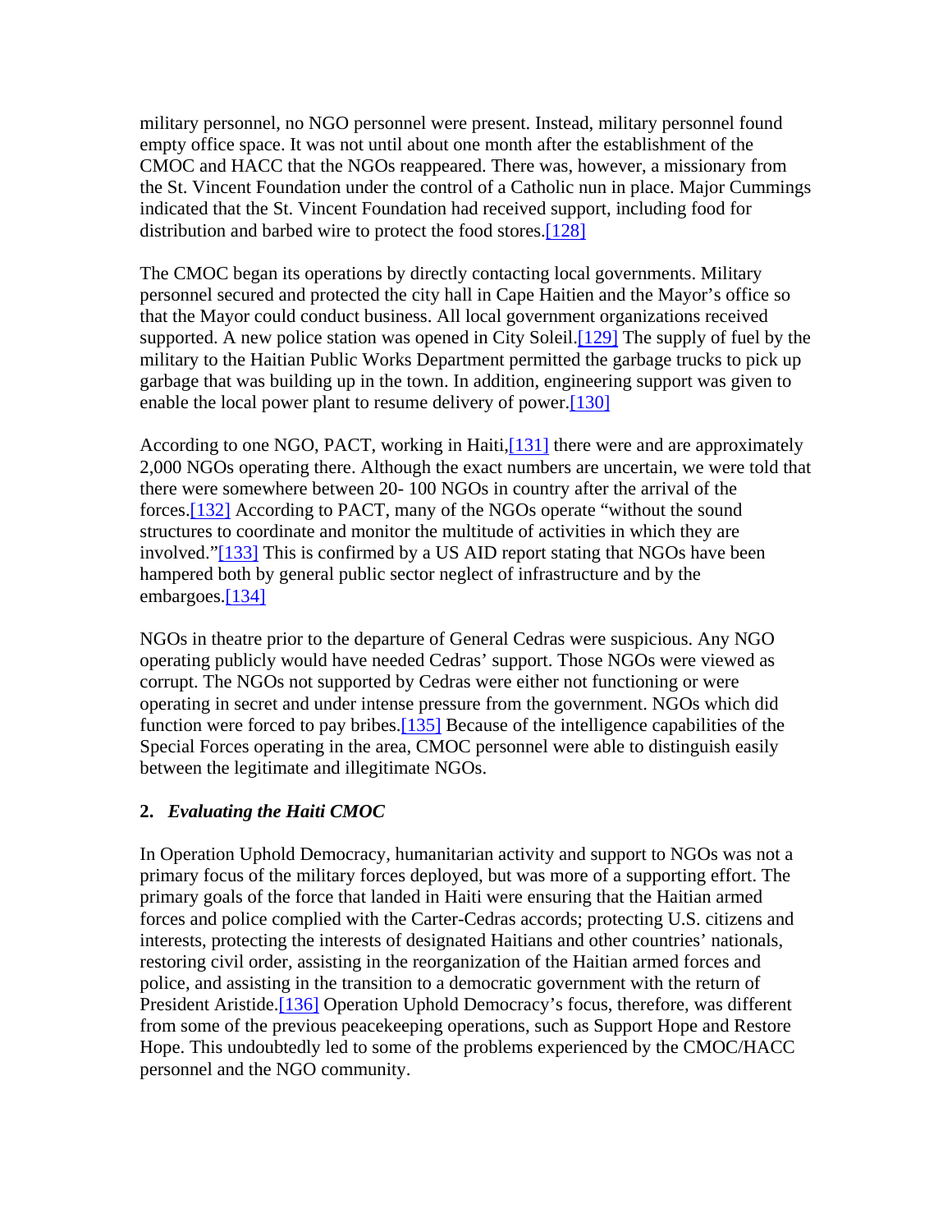military personnel, no NGO personnel were present. Instead, military personnel found empty office space. It was not until about one month after the establishment of the CMOC and HACC that the NGOs reappeared. There was, however, a missionary from the St. Vincent Foundation under the control of a Catholic nun in place. Major Cummings indicated that the St. Vincent Foundation had received support, including food for distribution and barbed wire to protect the food stores.[128]

The CMOC began its operations by directly contacting local governments. Military personnel secured and protected the city hall in Cape Haitien and the Mayor's office so that the Mayor could conduct business. All local government organizations received supported. A new police station was opened in City Soleil.[129] The supply of fuel by the military to the Haitian Public Works Department permitted the garbage trucks to pick up garbage that was building up in the town. In addition, engineering support was given to enable the local power plant to resume delivery of power.[130]

According to one NGO, PACT, working in Haiti,[131] there were and are approximately 2,000 NGOs operating there. Although the exact numbers are uncertain, we were told that there were somewhere between 20- 100 NGOs in country after the arrival of the forces.[132] According to PACT, many of the NGOs operate "without the sound structures to coordinate and monitor the multitude of activities in which they are involved."[133] This is confirmed by a US AID report stating that NGOs have been hampered both by general public sector neglect of infrastructure and by the embargoes.[134]

NGOs in theatre prior to the departure of General Cedras were suspicious. Any NGO operating publicly would have needed Cedras' support. Those NGOs were viewed as corrupt. The NGOs not supported by Cedras were either not functioning or were operating in secret and under intense pressure from the government. NGOs which did function were forced to pay bribes.[135] Because of the intelligence capabilities of the Special Forces operating in the area, CMOC personnel were able to distinguish easily between the legitimate and illegitimate NGOs.

**2.** ***Evaluating the Haiti CMOC***

In Operation Uphold Democracy, humanitarian activity and support to NGOs was not a primary focus of the military forces deployed, but was more of a supporting effort. The primary goals of the force that landed in Haiti were ensuring that the Haitian armed forces and police complied with the Carter-Cedras accords; protecting U.S. citizens and interests, protecting the interests of designated Haitians and other countries' nationals, restoring civil order, assisting in the reorganization of the Haitian armed forces and police, and assisting in the transition to a democratic government with the return of President Aristide.[136] Operation Uphold Democracy's focus, therefore, was different from some of the previous peacekeeping operations, such as Support Hope and Restore Hope. This undoubtedly led to some of the problems experienced by the CMOC/HACC personnel and the NGO community.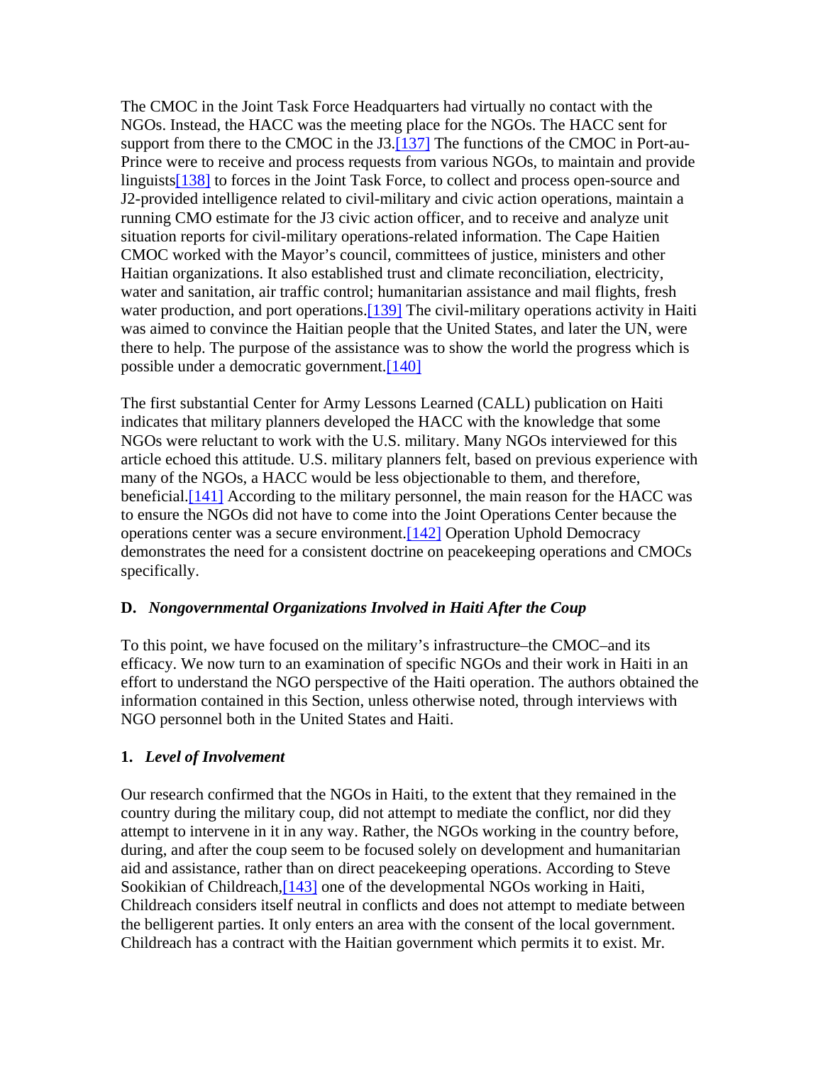The CMOC in the Joint Task Force Headquarters had virtually no contact with the NGOs. Instead, the HACC was the meeting place for the NGOs. The HACC sent for support from there to the CMOC in the J3.[137] The functions of the CMOC in Port-au-Prince were to receive and process requests from various NGOs, to maintain and provide linguists[138] to forces in the Joint Task Force, to collect and process open-source and J2-provided intelligence related to civil-military and civic action operations, maintain a running CMO estimate for the J3 civic action officer, and to receive and analyze unit situation reports for civil-military operations-related information. The Cape Haitien CMOC worked with the Mayor's council, committees of justice, ministers and other Haitian organizations. It also established trust and climate reconciliation, electricity, water and sanitation, air traffic control; humanitarian assistance and mail flights, fresh water production, and port operations.[139] The civil-military operations activity in Haiti was aimed to convince the Haitian people that the United States, and later the UN, were there to help. The purpose of the assistance was to show the world the progress which is possible under a democratic government.[140]

The first substantial Center for Army Lessons Learned (CALL) publication on Haiti indicates that military planners developed the HACC with the knowledge that some NGOs were reluctant to work with the U.S. military. Many NGOs interviewed for this article echoed this attitude. U.S. military planners felt, based on previous experience with many of the NGOs, a HACC would be less objectionable to them, and therefore, beneficial.[141] According to the military personnel, the main reason for the HACC was to ensure the NGOs did not have to come into the Joint Operations Center because the operations center was a secure environment.[142] Operation Uphold Democracy demonstrates the need for a consistent doctrine on peacekeeping operations and CMOCs specifically.

### D. *Nongovernmental Organizations Involved in Haiti After the Coup*

To this point, we have focused on the military's infrastructure–the CMOC–and its efficacy. We now turn to an examination of specific NGOs and their work in Haiti in an effort to understand the NGO perspective of the Haiti operation. The authors obtained the information contained in this Section, unless otherwise noted, through interviews with NGO personnel both in the United States and Haiti.

#### 1. *Level of Involvement*

Our research confirmed that the NGOs in Haiti, to the extent that they remained in the country during the military coup, did not attempt to mediate the conflict, nor did they attempt to intervene in it in any way. Rather, the NGOs working in the country before, during, and after the coup seem to be focused solely on development and humanitarian aid and assistance, rather than on direct peacekeeping operations. According to Steve Sookikian of Childreach,[143] one of the developmental NGOs working in Haiti, Childreach considers itself neutral in conflicts and does not attempt to mediate between the belligerent parties. It only enters an area with the consent of the local government. Childreach has a contract with the Haitian government which permits it to exist. Mr.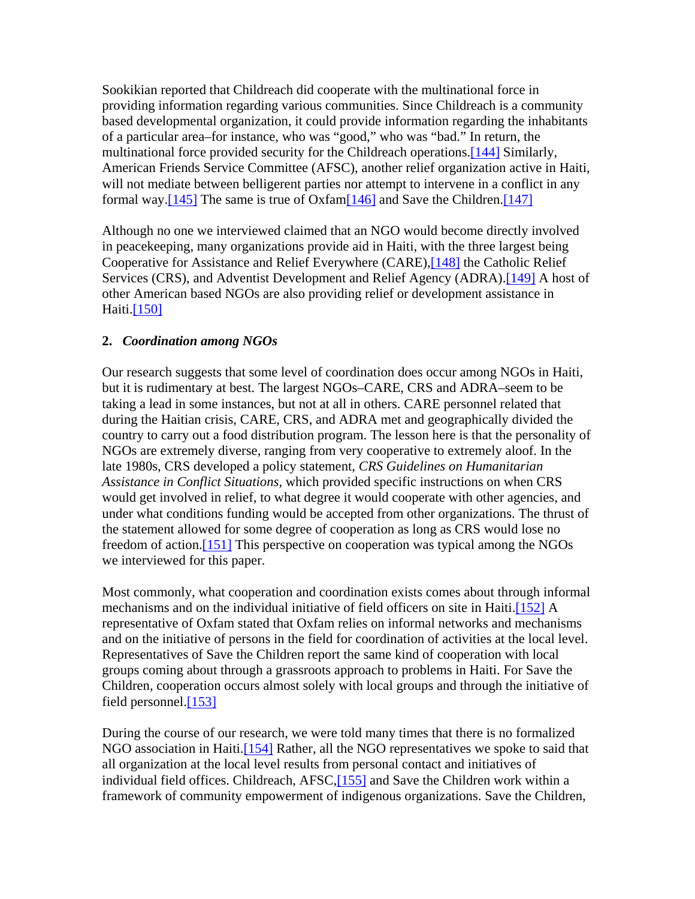Sookikian reported that Childreach did cooperate with the multinational force in providing information regarding various communities. Since Childreach is a community based developmental organization, it could provide information regarding the inhabitants of a particular area–for instance, who was "good," who was "bad." In return, the multinational force provided security for the Childreach operations.[144] Similarly, American Friends Service Committee (AFSC), another relief organization active in Haiti, will not mediate between belligerent parties nor attempt to intervene in a conflict in any formal way.[145] The same is true of Oxfam[146] and Save the Children.[147]

Although no one we interviewed claimed that an NGO would become directly involved in peacekeeping, many organizations provide aid in Haiti, with the three largest being Cooperative for Assistance and Relief Everywhere (CARE),[148] the Catholic Relief Services (CRS), and Adventist Development and Relief Agency (ADRA).[149] A host of other American based NGOs are also providing relief or development assistance in Haiti.[150]

**2. *Coordination among NGOs***

Our research suggests that some level of coordination does occur among NGOs in Haiti, but it is rudimentary at best. The largest NGOs–CARE, CRS and ADRA–seem to be taking a lead in some instances, but not at all in others. CARE personnel related that during the Haitian crisis, CARE, CRS, and ADRA met and geographically divided the country to carry out a food distribution program. The lesson here is that the personality of NGOs are extremely diverse, ranging from very cooperative to extremely aloof. In the late 1980s, CRS developed a policy statement, *CRS Guidelines on Humanitarian Assistance in Conflict Situations*, which provided specific instructions on when CRS would get involved in relief, to what degree it would cooperate with other agencies, and under what conditions funding would be accepted from other organizations. The thrust of the statement allowed for some degree of cooperation as long as CRS would lose no freedom of action.[151] This perspective on cooperation was typical among the NGOs we interviewed for this paper.

Most commonly, what cooperation and coordination exists comes about through informal mechanisms and on the individual initiative of field officers on site in Haiti.[152] A representative of Oxfam stated that Oxfam relies on informal networks and mechanisms and on the initiative of persons in the field for coordination of activities at the local level. Representatives of Save the Children report the same kind of cooperation with local groups coming about through a grassroots approach to problems in Haiti. For Save the Children, cooperation occurs almost solely with local groups and through the initiative of field personnel.[153]

During the course of our research, we were told many times that there is no formalized NGO association in Haiti.[154] Rather, all the NGO representatives we spoke to said that all organization at the local level results from personal contact and initiatives of individual field offices. Childreach, AFSC,[155] and Save the Children work within a framework of community empowerment of indigenous organizations. Save the Children,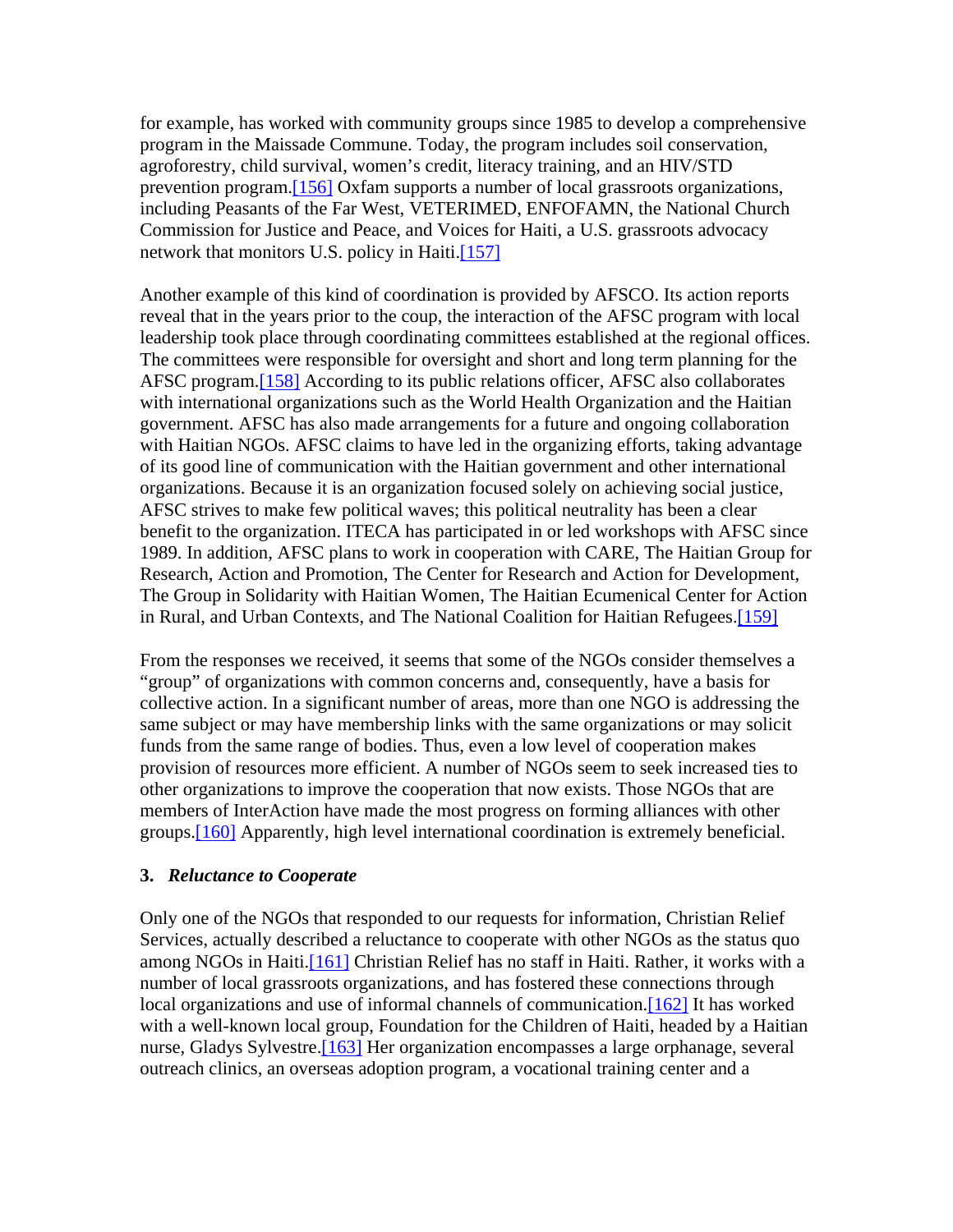for example, has worked with community groups since 1985 to develop a comprehensive program in the Maissade Commune. Today, the program includes soil conservation, agroforestry, child survival, women's credit, literacy training, and an HIV/STD prevention program.[156] Oxfam supports a number of local grassroots organizations, including Peasants of the Far West, VETERIMED, ENFOFAMN, the National Church Commission for Justice and Peace, and Voices for Haiti, a U.S. grassroots advocacy network that monitors U.S. policy in Haiti.[157]

Another example of this kind of coordination is provided by AFSCO. Its action reports reveal that in the years prior to the coup, the interaction of the AFSC program with local leadership took place through coordinating committees established at the regional offices. The committees were responsible for oversight and short and long term planning for the AFSC program.[158] According to its public relations officer, AFSC also collaborates with international organizations such as the World Health Organization and the Haitian government. AFSC has also made arrangements for a future and ongoing collaboration with Haitian NGOs. AFSC claims to have led in the organizing efforts, taking advantage of its good line of communication with the Haitian government and other international organizations. Because it is an organization focused solely on achieving social justice, AFSC strives to make few political waves; this political neutrality has been a clear benefit to the organization. ITECA has participated in or led workshops with AFSC since 1989. In addition, AFSC plans to work in cooperation with CARE, The Haitian Group for Research, Action and Promotion, The Center for Research and Action for Development, The Group in Solidarity with Haitian Women, The Haitian Ecumenical Center for Action in Rural, and Urban Contexts, and The National Coalition for Haitian Refugees.[159]

From the responses we received, it seems that some of the NGOs consider themselves a "group" of organizations with common concerns and, consequently, have a basis for collective action. In a significant number of areas, more than one NGO is addressing the same subject or may have membership links with the same organizations or may solicit funds from the same range of bodies. Thus, even a low level of cooperation makes provision of resources more efficient. A number of NGOs seem to seek increased ties to other organizations to improve the cooperation that now exists. Those NGOs that are members of InterAction have made the most progress on forming alliances with other groups.[160] Apparently, high level international coordination is extremely beneficial.

### 3. *Reluctance to Cooperate*

Only one of the NGOs that responded to our requests for information, Christian Relief Services, actually described a reluctance to cooperate with other NGOs as the status quo among NGOs in Haiti.[161] Christian Relief has no staff in Haiti. Rather, it works with a number of local grassroots organizations, and has fostered these connections through local organizations and use of informal channels of communication.[162] It has worked with a well-known local group, Foundation for the Children of Haiti, headed by a Haitian nurse, Gladys Sylvestre.[163] Her organization encompasses a large orphanage, several outreach clinics, an overseas adoption program, a vocational training center and a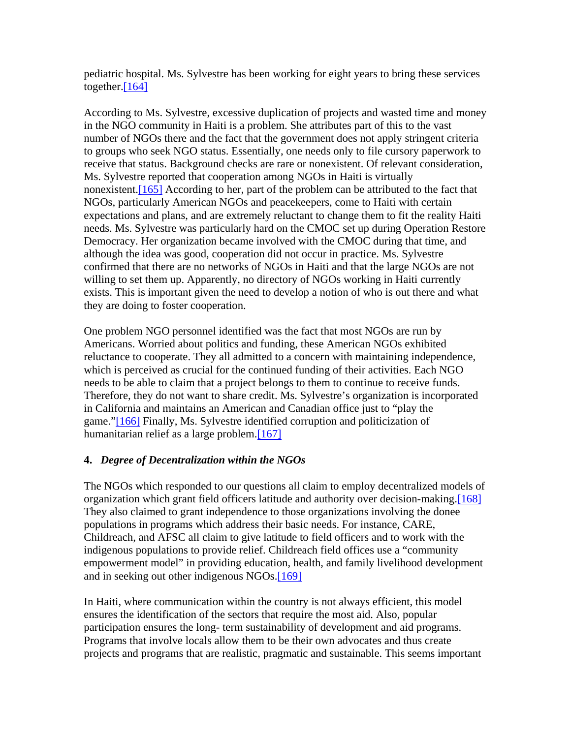pediatric hospital. Ms. Sylvestre has been working for eight years to bring these services together.[164]

According to Ms. Sylvestre, excessive duplication of projects and wasted time and money in the NGO community in Haiti is a problem. She attributes part of this to the vast number of NGOs there and the fact that the government does not apply stringent criteria to groups who seek NGO status. Essentially, one needs only to file cursory paperwork to receive that status. Background checks are rare or nonexistent. Of relevant consideration, Ms. Sylvestre reported that cooperation among NGOs in Haiti is virtually nonexistent.[165] According to her, part of the problem can be attributed to the fact that NGOs, particularly American NGOs and peacekeepers, come to Haiti with certain expectations and plans, and are extremely reluctant to change them to fit the reality Haiti needs. Ms. Sylvestre was particularly hard on the CMOC set up during Operation Restore Democracy. Her organization became involved with the CMOC during that time, and although the idea was good, cooperation did not occur in practice. Ms. Sylvestre confirmed that there are no networks of NGOs in Haiti and that the large NGOs are not willing to set them up. Apparently, no directory of NGOs working in Haiti currently exists. This is important given the need to develop a notion of who is out there and what they are doing to foster cooperation.

One problem NGO personnel identified was the fact that most NGOs are run by Americans. Worried about politics and funding, these American NGOs exhibited reluctance to cooperate. They all admitted to a concern with maintaining independence, which is perceived as crucial for the continued funding of their activities. Each NGO needs to be able to claim that a project belongs to them to continue to receive funds. Therefore, they do not want to share credit. Ms. Sylvestre's organization is incorporated in California and maintains an American and Canadian office just to "play the game."[166] Finally, Ms. Sylvestre identified corruption and politicization of humanitarian relief as a large problem.[167]

#### 4. *Degree of Decentralization within the NGOs*

The NGOs which responded to our questions all claim to employ decentralized models of organization which grant field officers latitude and authority over decision-making.[168] They also claimed to grant independence to those organizations involving the donee populations in programs which address their basic needs. For instance, CARE, Childreach, and AFSC all claim to give latitude to field officers and to work with the indigenous populations to provide relief. Childreach field offices use a "community empowerment model" in providing education, health, and family livelihood development and in seeking out other indigenous NGOs.[169]

In Haiti, where communication within the country is not always efficient, this model ensures the identification of the sectors that require the most aid. Also, popular participation ensures the long- term sustainability of development and aid programs. Programs that involve locals allow them to be their own advocates and thus create projects and programs that are realistic, pragmatic and sustainable. This seems important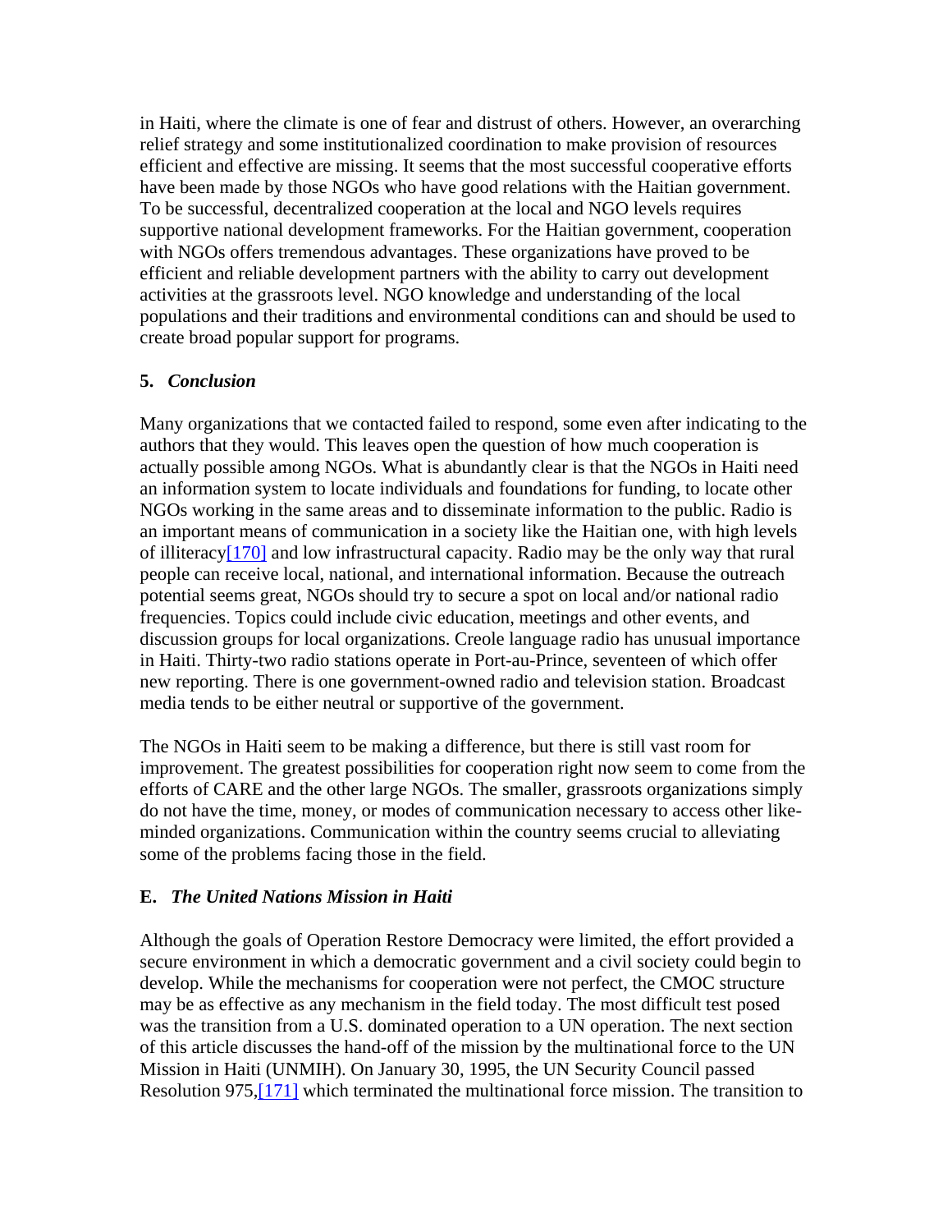in Haiti, where the climate is one of fear and distrust of others. However, an overarching relief strategy and some institutionalized coordination to make provision of resources efficient and effective are missing. It seems that the most successful cooperative efforts have been made by those NGOs who have good relations with the Haitian government. To be successful, decentralized cooperation at the local and NGO levels requires supportive national development frameworks. For the Haitian government, cooperation with NGOs offers tremendous advantages. These organizations have proved to be efficient and reliable development partners with the ability to carry out development activities at the grassroots level. NGO knowledge and understanding of the local populations and their traditions and environmental conditions can and should be used to create broad popular support for programs.

**5.** ***Conclusion***

Many organizations that we contacted failed to respond, some even after indicating to the authors that they would. This leaves open the question of how much cooperation is actually possible among NGOs. What is abundantly clear is that the NGOs in Haiti need an information system to locate individuals and foundations for funding, to locate other NGOs working in the same areas and to disseminate information to the public. Radio is an important means of communication in a society like the Haitian one, with high levels of illiteracy[170] and low infrastructural capacity. Radio may be the only way that rural people can receive local, national, and international information. Because the outreach potential seems great, NGOs should try to secure a spot on local and/or national radio frequencies. Topics could include civic education, meetings and other events, and discussion groups for local organizations. Creole language radio has unusual importance in Haiti. Thirty-two radio stations operate in Port-au-Prince, seventeen of which offer new reporting. There is one government-owned radio and television station. Broadcast media tends to be either neutral or supportive of the government.

The NGOs in Haiti seem to be making a difference, but there is still vast room for improvement. The greatest possibilities for cooperation right now seem to come from the efforts of CARE and the other large NGOs. The smaller, grassroots organizations simply do not have the time, money, or modes of communication necessary to access other like-minded organizations. Communication within the country seems crucial to alleviating some of the problems facing those in the field.

**E.** ***The United Nations Mission in Haiti***

Although the goals of Operation Restore Democracy were limited, the effort provided a secure environment in which a democratic government and a civil society could begin to develop. While the mechanisms for cooperation were not perfect, the CMOC structure may be as effective as any mechanism in the field today. The most difficult test posed was the transition from a U.S. dominated operation to a UN operation. The next section of this article discusses the hand-off of the mission by the multinational force to the UN Mission in Haiti (UNMIH). On January 30, 1995, the UN Security Council passed Resolution 975,[171] which terminated the multinational force mission. The transition to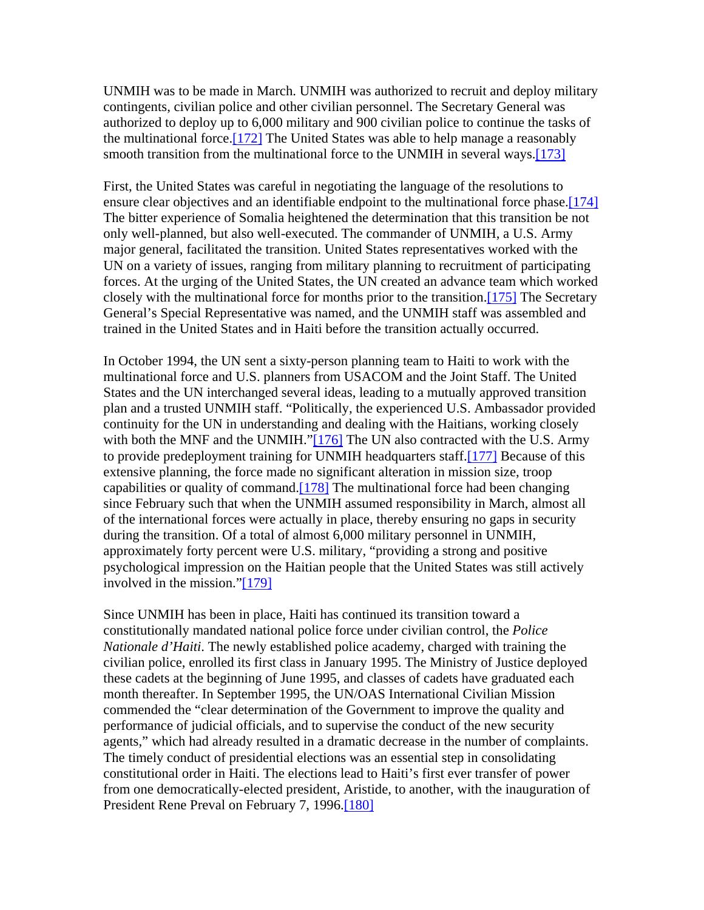UNMIH was to be made in March. UNMIH was authorized to recruit and deploy military contingents, civilian police and other civilian personnel. The Secretary General was authorized to deploy up to 6,000 military and 900 civilian police to continue the tasks of the multinational force.[172] The United States was able to help manage a reasonably smooth transition from the multinational force to the UNMIH in several ways.[173]

First, the United States was careful in negotiating the language of the resolutions to ensure clear objectives and an identifiable endpoint to the multinational force phase.[174] The bitter experience of Somalia heightened the determination that this transition be not only well-planned, but also well-executed. The commander of UNMIH, a U.S. Army major general, facilitated the transition. United States representatives worked with the UN on a variety of issues, ranging from military planning to recruitment of participating forces. At the urging of the United States, the UN created an advance team which worked closely with the multinational force for months prior to the transition.[175] The Secretary General's Special Representative was named, and the UNMIH staff was assembled and trained in the United States and in Haiti before the transition actually occurred.

In October 1994, the UN sent a sixty-person planning team to Haiti to work with the multinational force and U.S. planners from USACOM and the Joint Staff. The United States and the UN interchanged several ideas, leading to a mutually approved transition plan and a trusted UNMIH staff. "Politically, the experienced U.S. Ambassador provided continuity for the UN in understanding and dealing with the Haitians, working closely with both the MNF and the UNMIH."[176] The UN also contracted with the U.S. Army to provide predeployment training for UNMIH headquarters staff.[177] Because of this extensive planning, the force made no significant alteration in mission size, troop capabilities or quality of command.[178] The multinational force had been changing since February such that when the UNMIH assumed responsibility in March, almost all of the international forces were actually in place, thereby ensuring no gaps in security during the transition. Of a total of almost 6,000 military personnel in UNMIH, approximately forty percent were U.S. military, "providing a strong and positive psychological impression on the Haitian people that the United States was still actively involved in the mission."[179]

Since UNMIH has been in place, Haiti has continued its transition toward a constitutionally mandated national police force under civilian control, the *Police Nationale d'Haiti*. The newly established police academy, charged with training the civilian police, enrolled its first class in January 1995. The Ministry of Justice deployed these cadets at the beginning of June 1995, and classes of cadets have graduated each month thereafter. In September 1995, the UN/OAS International Civilian Mission commended the "clear determination of the Government to improve the quality and performance of judicial officials, and to supervise the conduct of the new security agents," which had already resulted in a dramatic decrease in the number of complaints. The timely conduct of presidential elections was an essential step in consolidating constitutional order in Haiti. The elections lead to Haiti's first ever transfer of power from one democratically-elected president, Aristide, to another, with the inauguration of President Rene Preval on February 7, 1996.[180]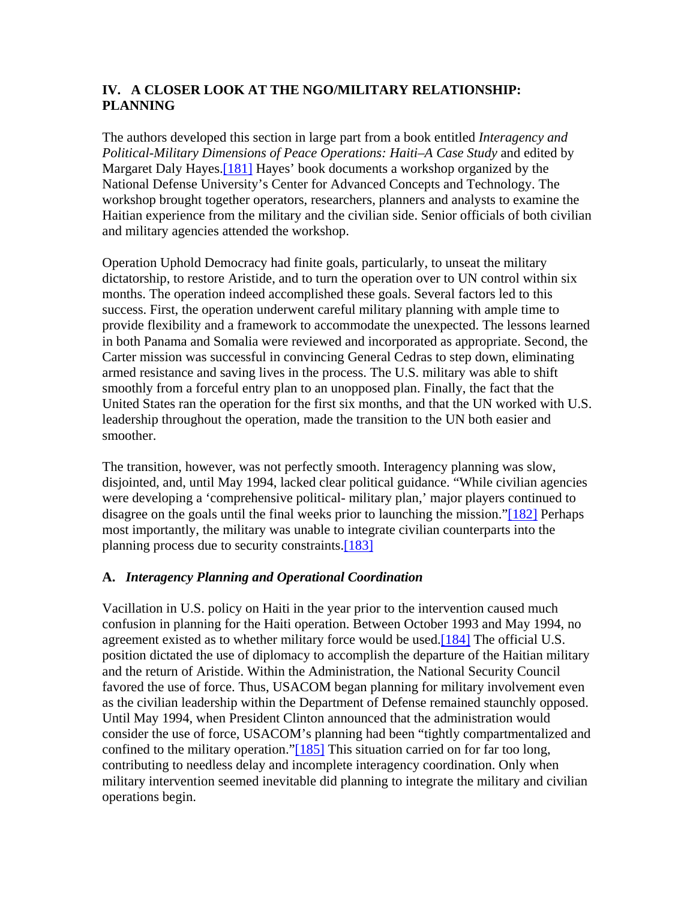## IV. A CLOSER LOOK AT THE NGO/MILITARY RELATIONSHIP: PLANNING

The authors developed this section in large part from a book entitled *Interagency and Political-Military Dimensions of Peace Operations: Haiti–A Case Study* and edited by Margaret Daly Hayes.[181] Hayes' book documents a workshop organized by the National Defense University's Center for Advanced Concepts and Technology. The workshop brought together operators, researchers, planners and analysts to examine the Haitian experience from the military and the civilian side. Senior officials of both civilian and military agencies attended the workshop.

Operation Uphold Democracy had finite goals, particularly, to unseat the military dictatorship, to restore Aristide, and to turn the operation over to UN control within six months. The operation indeed accomplished these goals. Several factors led to this success. First, the operation underwent careful military planning with ample time to provide flexibility and a framework to accommodate the unexpected. The lessons learned in both Panama and Somalia were reviewed and incorporated as appropriate. Second, the Carter mission was successful in convincing General Cedras to step down, eliminating armed resistance and saving lives in the process. The U.S. military was able to shift smoothly from a forceful entry plan to an unopposed plan. Finally, the fact that the United States ran the operation for the first six months, and that the UN worked with U.S. leadership throughout the operation, made the transition to the UN both easier and smoother.

The transition, however, was not perfectly smooth. Interagency planning was slow, disjointed, and, until May 1994, lacked clear political guidance. "While civilian agencies were developing a 'comprehensive political- military plan,' major players continued to disagree on the goals until the final weeks prior to launching the mission."[182] Perhaps most importantly, the military was unable to integrate civilian counterparts into the planning process due to security constraints.[183]

### A. *Interagency Planning and Operational Coordination*

Vacillation in U.S. policy on Haiti in the year prior to the intervention caused much confusion in planning for the Haiti operation. Between October 1993 and May 1994, no agreement existed as to whether military force would be used.[184] The official U.S. position dictated the use of diplomacy to accomplish the departure of the Haitian military and the return of Aristide. Within the Administration, the National Security Council favored the use of force. Thus, USACOM began planning for military involvement even as the civilian leadership within the Department of Defense remained staunchly opposed. Until May 1994, when President Clinton announced that the administration would consider the use of force, USACOM's planning had been "tightly compartmentalized and confined to the military operation."[185] This situation carried on for far too long, contributing to needless delay and incomplete interagency coordination. Only when military intervention seemed inevitable did planning to integrate the military and civilian operations begin.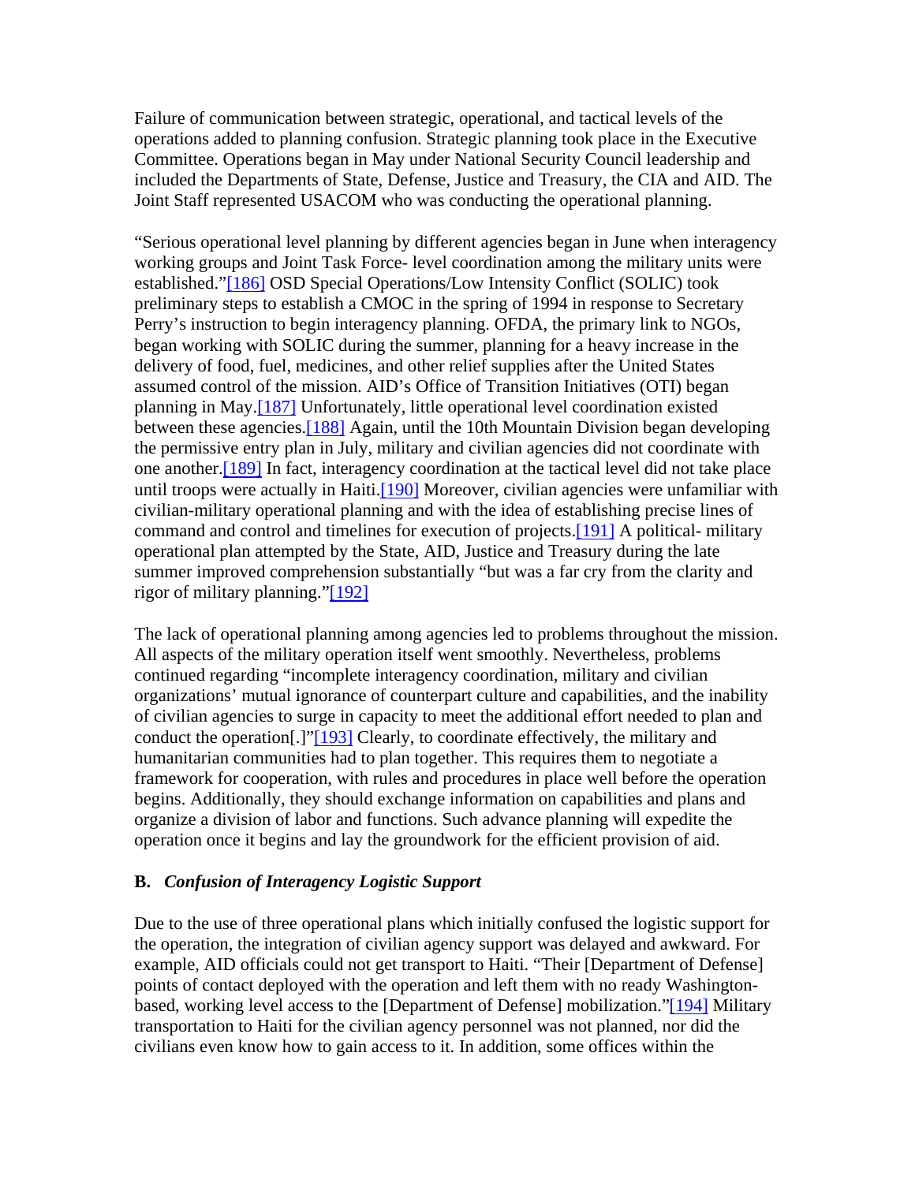Failure of communication between strategic, operational, and tactical levels of the operations added to planning confusion. Strategic planning took place in the Executive Committee. Operations began in May under National Security Council leadership and included the Departments of State, Defense, Justice and Treasury, the CIA and AID. The Joint Staff represented USACOM who was conducting the operational planning.

"Serious operational level planning by different agencies began in June when interagency working groups and Joint Task Force- level coordination among the military units were established."[186] OSD Special Operations/Low Intensity Conflict (SOLIC) took preliminary steps to establish a CMOC in the spring of 1994 in response to Secretary Perry's instruction to begin interagency planning. OFDA, the primary link to NGOs, began working with SOLIC during the summer, planning for a heavy increase in the delivery of food, fuel, medicines, and other relief supplies after the United States assumed control of the mission. AID's Office of Transition Initiatives (OTI) began planning in May.[187] Unfortunately, little operational level coordination existed between these agencies.[188] Again, until the 10th Mountain Division began developing the permissive entry plan in July, military and civilian agencies did not coordinate with one another.[189] In fact, interagency coordination at the tactical level did not take place until troops were actually in Haiti.[190] Moreover, civilian agencies were unfamiliar with civilian-military operational planning and with the idea of establishing precise lines of command and control and timelines for execution of projects.[191] A political- military operational plan attempted by the State, AID, Justice and Treasury during the late summer improved comprehension substantially "but was a far cry from the clarity and rigor of military planning."[192]

The lack of operational planning among agencies led to problems throughout the mission. All aspects of the military operation itself went smoothly. Nevertheless, problems continued regarding "incomplete interagency coordination, military and civilian organizations' mutual ignorance of counterpart culture and capabilities, and the inability of civilian agencies to surge in capacity to meet the additional effort needed to plan and conduct the operation[.]"[193] Clearly, to coordinate effectively, the military and humanitarian communities had to plan together. This requires them to negotiate a framework for cooperation, with rules and procedures in place well before the operation begins. Additionally, they should exchange information on capabilities and plans and organize a division of labor and functions. Such advance planning will expedite the operation once it begins and lay the groundwork for the efficient provision of aid.

### B. *Confusion of Interagency Logistic Support*

Due to the use of three operational plans which initially confused the logistic support for the operation, the integration of civilian agency support was delayed and awkward. For example, AID officials could not get transport to Haiti. "Their [Department of Defense] points of contact deployed with the operation and left them with no ready Washington-based, working level access to the [Department of Defense] mobilization."[194] Military transportation to Haiti for the civilian agency personnel was not planned, nor did the civilians even know how to gain access to it. In addition, some offices within the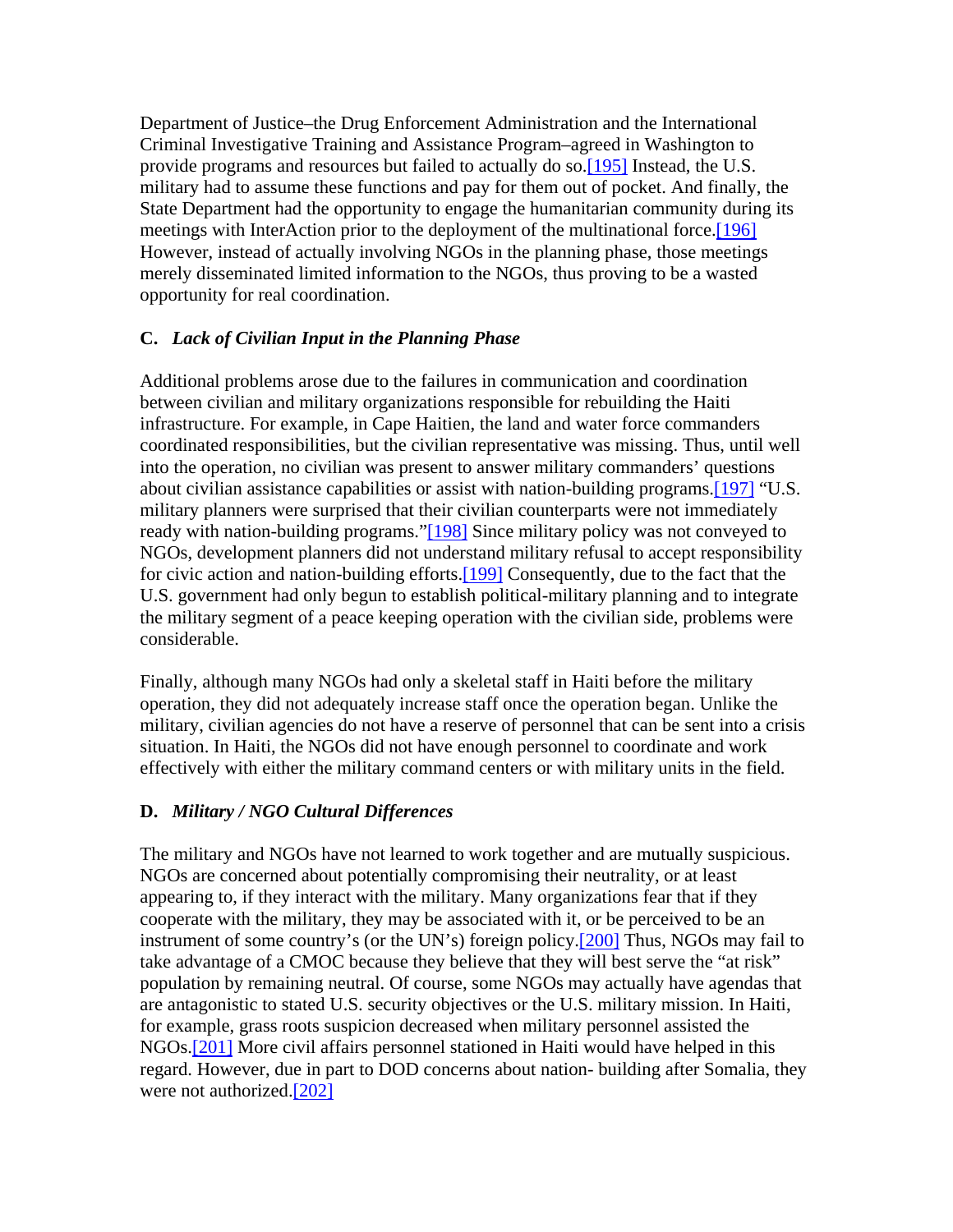Department of Justice–the Drug Enforcement Administration and the International Criminal Investigative Training and Assistance Program–agreed in Washington to provide programs and resources but failed to actually do so.[195] Instead, the U.S. military had to assume these functions and pay for them out of pocket. And finally, the State Department had the opportunity to engage the humanitarian community during its meetings with InterAction prior to the deployment of the multinational force.[196] However, instead of actually involving NGOs in the planning phase, those meetings merely disseminated limited information to the NGOs, thus proving to be a wasted opportunity for real coordination.

### C. *Lack of Civilian Input in the Planning Phase*

Additional problems arose due to the failures in communication and coordination between civilian and military organizations responsible for rebuilding the Haiti infrastructure. For example, in Cape Haitien, the land and water force commanders coordinated responsibilities, but the civilian representative was missing. Thus, until well into the operation, no civilian was present to answer military commanders' questions about civilian assistance capabilities or assist with nation-building programs.[197] "U.S. military planners were surprised that their civilian counterparts were not immediately ready with nation-building programs."[198] Since military policy was not conveyed to NGOs, development planners did not understand military refusal to accept responsibility for civic action and nation-building efforts.[199] Consequently, due to the fact that the U.S. government had only begun to establish political-military planning and to integrate the military segment of a peace keeping operation with the civilian side, problems were considerable.

Finally, although many NGOs had only a skeletal staff in Haiti before the military operation, they did not adequately increase staff once the operation began. Unlike the military, civilian agencies do not have a reserve of personnel that can be sent into a crisis situation. In Haiti, the NGOs did not have enough personnel to coordinate and work effectively with either the military command centers or with military units in the field.

### D. *Military / NGO Cultural Differences*

The military and NGOs have not learned to work together and are mutually suspicious. NGOs are concerned about potentially compromising their neutrality, or at least appearing to, if they interact with the military. Many organizations fear that if they cooperate with the military, they may be associated with it, or be perceived to be an instrument of some country's (or the UN's) foreign policy.[200] Thus, NGOs may fail to take advantage of a CMOC because they believe that they will best serve the "at risk" population by remaining neutral. Of course, some NGOs may actually have agendas that are antagonistic to stated U.S. security objectives or the U.S. military mission. In Haiti, for example, grass roots suspicion decreased when military personnel assisted the NGOs.[201] More civil affairs personnel stationed in Haiti would have helped in this regard. However, due in part to DOD concerns about nation- building after Somalia, they were not authorized.[202]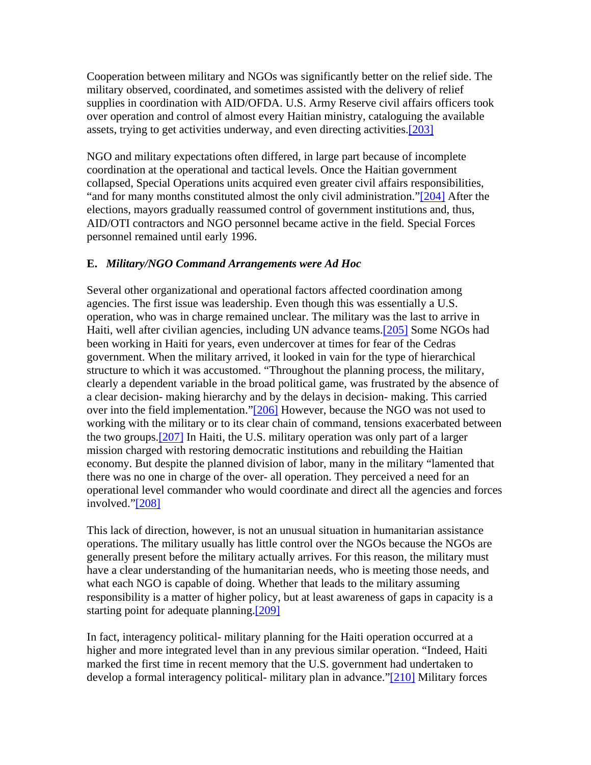Cooperation between military and NGOs was significantly better on the relief side. The military observed, coordinated, and sometimes assisted with the delivery of relief supplies in coordination with AID/OFDA. U.S. Army Reserve civil affairs officers took over operation and control of almost every Haitian ministry, cataloguing the available assets, trying to get activities underway, and even directing activities.[203]

NGO and military expectations often differed, in large part because of incomplete coordination at the operational and tactical levels. Once the Haitian government collapsed, Special Operations units acquired even greater civil affairs responsibilities, "and for many months constituted almost the only civil administration."[204] After the elections, mayors gradually reassumed control of government institutions and, thus, AID/OTI contractors and NGO personnel became active in the field. Special Forces personnel remained until early 1996.

### E. *Military/NGO Command Arrangements were Ad Hoc*

Several other organizational and operational factors affected coordination among agencies. The first issue was leadership. Even though this was essentially a U.S. operation, who was in charge remained unclear. The military was the last to arrive in Haiti, well after civilian agencies, including UN advance teams.[205] Some NGOs had been working in Haiti for years, even undercover at times for fear of the Cedras government. When the military arrived, it looked in vain for the type of hierarchical structure to which it was accustomed. "Throughout the planning process, the military, clearly a dependent variable in the broad political game, was frustrated by the absence of a clear decision- making hierarchy and by the delays in decision- making. This carried over into the field implementation."[206] However, because the NGO was not used to working with the military or to its clear chain of command, tensions exacerbated between the two groups.[207] In Haiti, the U.S. military operation was only part of a larger mission charged with restoring democratic institutions and rebuilding the Haitian economy. But despite the planned division of labor, many in the military "lamented that there was no one in charge of the over- all operation. They perceived a need for an operational level commander who would coordinate and direct all the agencies and forces involved."[208]

This lack of direction, however, is not an unusual situation in humanitarian assistance operations. The military usually has little control over the NGOs because the NGOs are generally present before the military actually arrives. For this reason, the military must have a clear understanding of the humanitarian needs, who is meeting those needs, and what each NGO is capable of doing. Whether that leads to the military assuming responsibility is a matter of higher policy, but at least awareness of gaps in capacity is a starting point for adequate planning.[209]

In fact, interagency political- military planning for the Haiti operation occurred at a higher and more integrated level than in any previous similar operation. "Indeed, Haiti marked the first time in recent memory that the U.S. government had undertaken to develop a formal interagency political- military plan in advance."[210] Military forces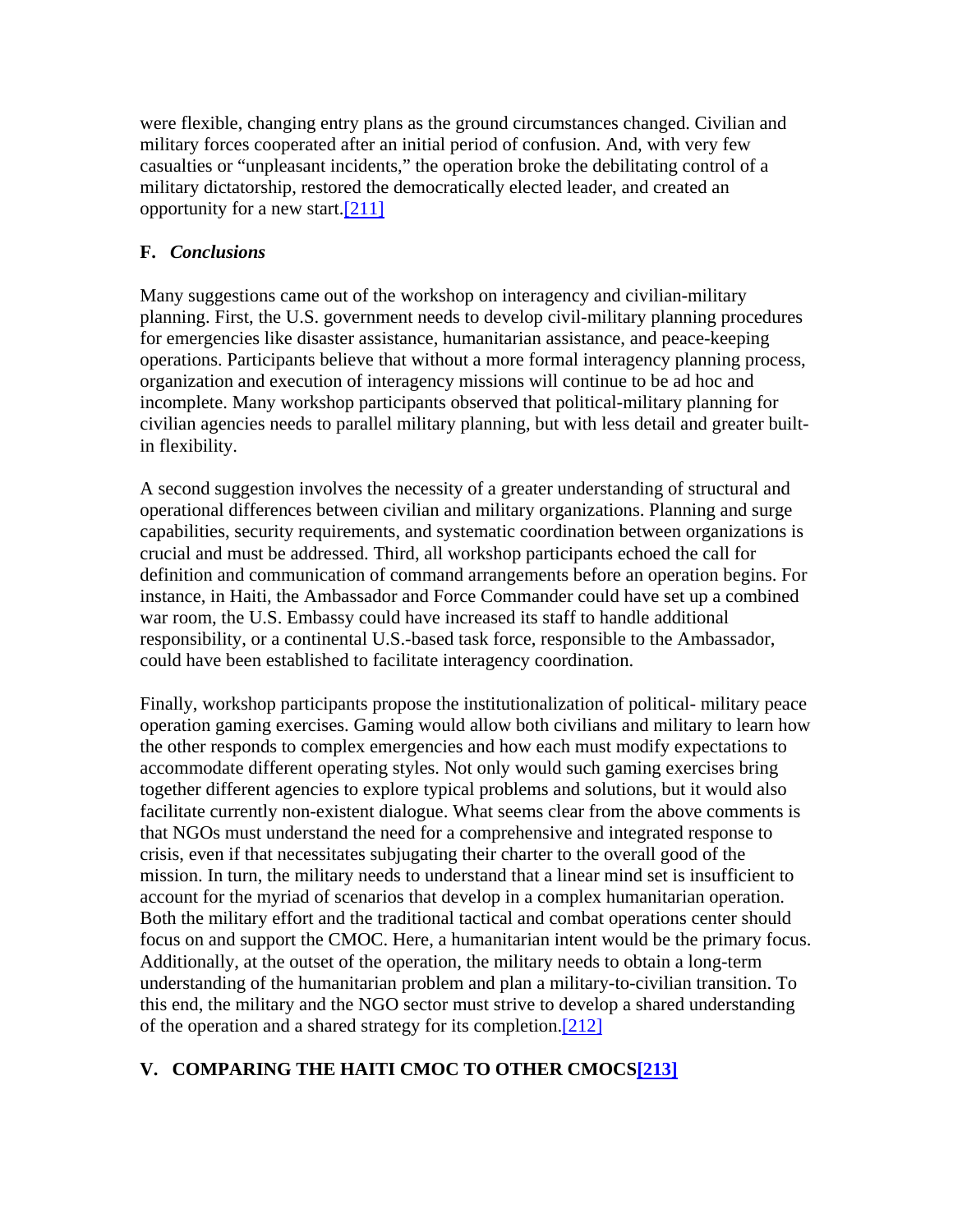were flexible, changing entry plans as the ground circumstances changed. Civilian and military forces cooperated after an initial period of confusion. And, with very few casualties or "unpleasant incidents," the operation broke the debilitating control of a military dictatorship, restored the democratically elected leader, and created an opportunity for a new start.[211]

### F. *Conclusions*

Many suggestions came out of the workshop on interagency and civilian-military planning. First, the U.S. government needs to develop civil-military planning procedures for emergencies like disaster assistance, humanitarian assistance, and peace-keeping operations. Participants believe that without a more formal interagency planning process, organization and execution of interagency missions will continue to be ad hoc and incomplete. Many workshop participants observed that political-military planning for civilian agencies needs to parallel military planning, but with less detail and greater built-in flexibility.

A second suggestion involves the necessity of a greater understanding of structural and operational differences between civilian and military organizations. Planning and surge capabilities, security requirements, and systematic coordination between organizations is crucial and must be addressed. Third, all workshop participants echoed the call for definition and communication of command arrangements before an operation begins. For instance, in Haiti, the Ambassador and Force Commander could have set up a combined war room, the U.S. Embassy could have increased its staff to handle additional responsibility, or a continental U.S.-based task force, responsible to the Ambassador, could have been established to facilitate interagency coordination.

Finally, workshop participants propose the institutionalization of political- military peace operation gaming exercises. Gaming would allow both civilians and military to learn how the other responds to complex emergencies and how each must modify expectations to accommodate different operating styles. Not only would such gaming exercises bring together different agencies to explore typical problems and solutions, but it would also facilitate currently non-existent dialogue. What seems clear from the above comments is that NGOs must understand the need for a comprehensive and integrated response to crisis, even if that necessitates subjugating their charter to the overall good of the mission. In turn, the military needs to understand that a linear mind set is insufficient to account for the myriad of scenarios that develop in a complex humanitarian operation. Both the military effort and the traditional tactical and combat operations center should focus on and support the CMOC. Here, a humanitarian intent would be the primary focus. Additionally, at the outset of the operation, the military needs to obtain a long-term understanding of the humanitarian problem and plan a military-to-civilian transition. To this end, the military and the NGO sector must strive to develop a shared understanding of the operation and a shared strategy for its completion.[212]

## V. COMPARING THE HAITI CMOC TO OTHER CMOCS[213]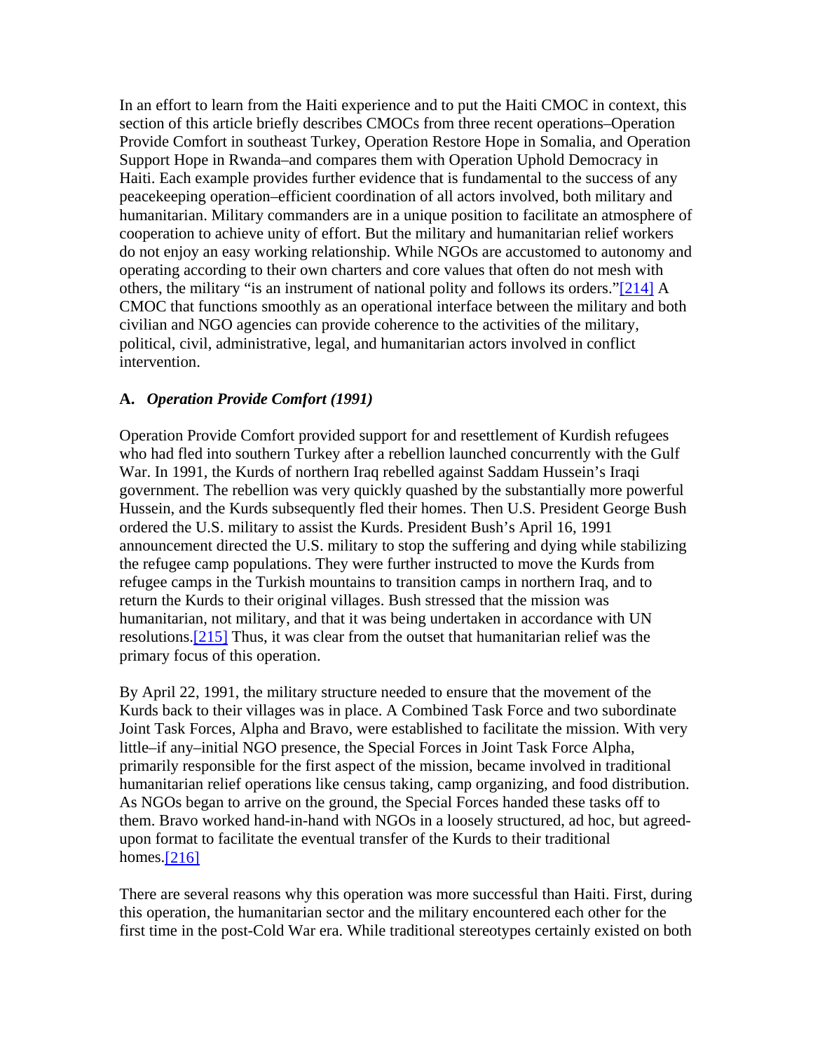In an effort to learn from the Haiti experience and to put the Haiti CMOC in context, this section of this article briefly describes CMOCs from three recent operations–Operation Provide Comfort in southeast Turkey, Operation Restore Hope in Somalia, and Operation Support Hope in Rwanda–and compares them with Operation Uphold Democracy in Haiti. Each example provides further evidence that is fundamental to the success of any peacekeeping operation–efficient coordination of all actors involved, both military and humanitarian. Military commanders are in a unique position to facilitate an atmosphere of cooperation to achieve unity of effort. But the military and humanitarian relief workers do not enjoy an easy working relationship. While NGOs are accustomed to autonomy and operating according to their own charters and core values that often do not mesh with others, the military "is an instrument of national polity and follows its orders."[214] A CMOC that functions smoothly as an operational interface between the military and both civilian and NGO agencies can provide coherence to the activities of the military, political, civil, administrative, legal, and humanitarian actors involved in conflict intervention.

### A. *Operation Provide Comfort (1991)*

Operation Provide Comfort provided support for and resettlement of Kurdish refugees who had fled into southern Turkey after a rebellion launched concurrently with the Gulf War. In 1991, the Kurds of northern Iraq rebelled against Saddam Hussein's Iraqi government. The rebellion was very quickly quashed by the substantially more powerful Hussein, and the Kurds subsequently fled their homes. Then U.S. President George Bush ordered the U.S. military to assist the Kurds. President Bush's April 16, 1991 announcement directed the U.S. military to stop the suffering and dying while stabilizing the refugee camp populations. They were further instructed to move the Kurds from refugee camps in the Turkish mountains to transition camps in northern Iraq, and to return the Kurds to their original villages. Bush stressed that the mission was humanitarian, not military, and that it was being undertaken in accordance with UN resolutions.[215] Thus, it was clear from the outset that humanitarian relief was the primary focus of this operation.

By April 22, 1991, the military structure needed to ensure that the movement of the Kurds back to their villages was in place. A Combined Task Force and two subordinate Joint Task Forces, Alpha and Bravo, were established to facilitate the mission. With very little–if any–initial NGO presence, the Special Forces in Joint Task Force Alpha, primarily responsible for the first aspect of the mission, became involved in traditional humanitarian relief operations like census taking, camp organizing, and food distribution. As NGOs began to arrive on the ground, the Special Forces handed these tasks off to them. Bravo worked hand-in-hand with NGOs in a loosely structured, ad hoc, but agreed-upon format to facilitate the eventual transfer of the Kurds to their traditional homes.[216]

There are several reasons why this operation was more successful than Haiti. First, during this operation, the humanitarian sector and the military encountered each other for the first time in the post-Cold War era. While traditional stereotypes certainly existed on both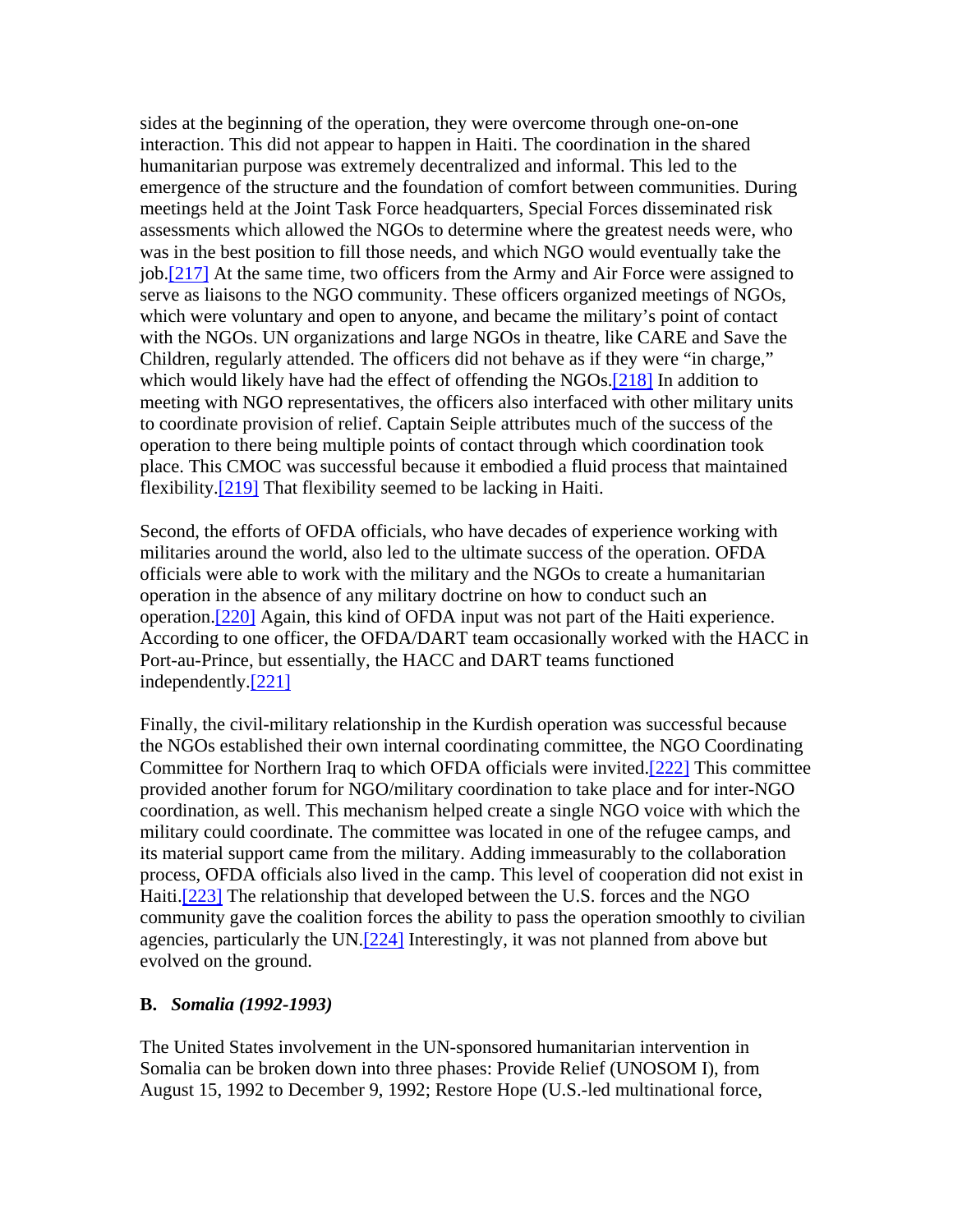sides at the beginning of the operation, they were overcome through one-on-one interaction. This did not appear to happen in Haiti. The coordination in the shared humanitarian purpose was extremely decentralized and informal. This led to the emergence of the structure and the foundation of comfort between communities. During meetings held at the Joint Task Force headquarters, Special Forces disseminated risk assessments which allowed the NGOs to determine where the greatest needs were, who was in the best position to fill those needs, and which NGO would eventually take the job.[217] At the same time, two officers from the Army and Air Force were assigned to serve as liaisons to the NGO community. These officers organized meetings of NGOs, which were voluntary and open to anyone, and became the military's point of contact with the NGOs. UN organizations and large NGOs in theatre, like CARE and Save the Children, regularly attended. The officers did not behave as if they were "in charge," which would likely have had the effect of offending the NGOs.[218] In addition to meeting with NGO representatives, the officers also interfaced with other military units to coordinate provision of relief. Captain Seiple attributes much of the success of the operation to there being multiple points of contact through which coordination took place. This CMOC was successful because it embodied a fluid process that maintained flexibility.[219] That flexibility seemed to be lacking in Haiti.

Second, the efforts of OFDA officials, who have decades of experience working with militaries around the world, also led to the ultimate success of the operation. OFDA officials were able to work with the military and the NGOs to create a humanitarian operation in the absence of any military doctrine on how to conduct such an operation.[220] Again, this kind of OFDA input was not part of the Haiti experience. According to one officer, the OFDA/DART team occasionally worked with the HACC in Port-au-Prince, but essentially, the HACC and DART teams functioned independently.[221]

Finally, the civil-military relationship in the Kurdish operation was successful because the NGOs established their own internal coordinating committee, the NGO Coordinating Committee for Northern Iraq to which OFDA officials were invited.[222] This committee provided another forum for NGO/military coordination to take place and for inter-NGO coordination, as well. This mechanism helped create a single NGO voice with which the military could coordinate. The committee was located in one of the refugee camps, and its material support came from the military. Adding immeasurably to the collaboration process, OFDA officials also lived in the camp. This level of cooperation did not exist in Haiti.[223] The relationship that developed between the U.S. forces and the NGO community gave the coalition forces the ability to pass the operation smoothly to civilian agencies, particularly the UN.[224] Interestingly, it was not planned from above but evolved on the ground.

### B. *Somalia (1992-1993)*

The United States involvement in the UN-sponsored humanitarian intervention in Somalia can be broken down into three phases: Provide Relief (UNOSOM I), from August 15, 1992 to December 9, 1992; Restore Hope (U.S.-led multinational force,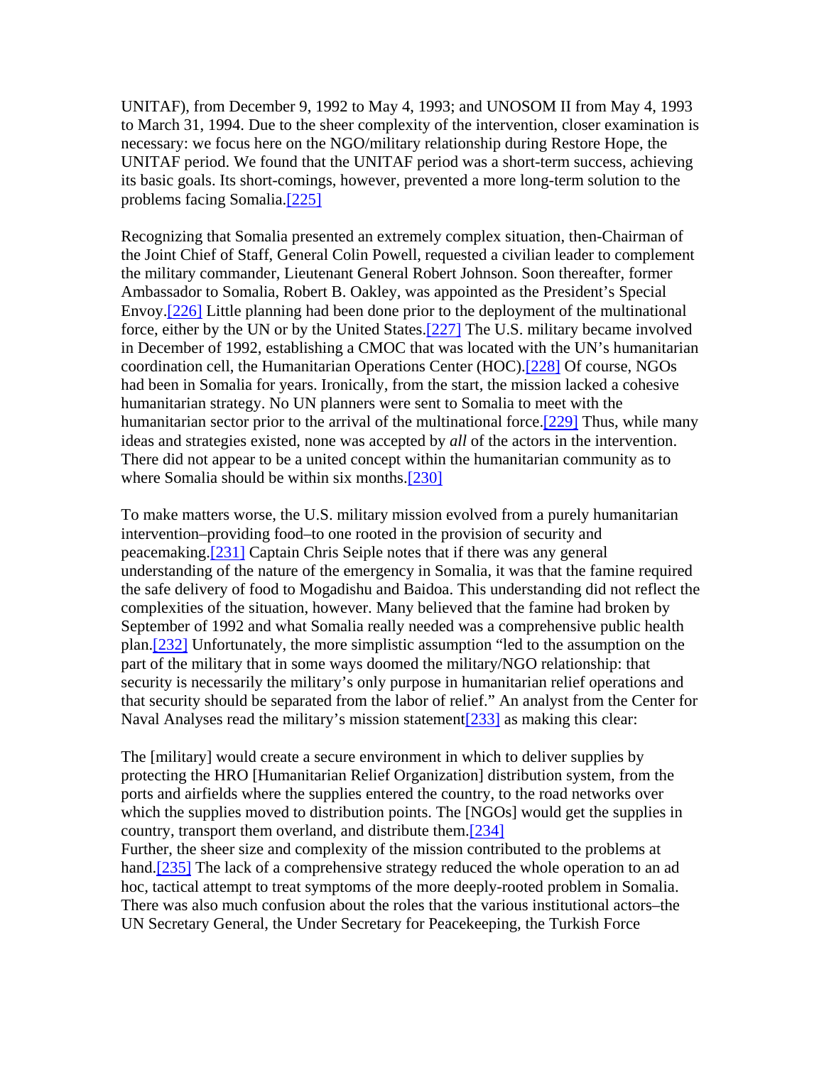UNITAF), from December 9, 1992 to May 4, 1993; and UNOSOM II from May 4, 1993 to March 31, 1994. Due to the sheer complexity of the intervention, closer examination is necessary: we focus here on the NGO/military relationship during Restore Hope, the UNITAF period. We found that the UNITAF period was a short-term success, achieving its basic goals. Its short-comings, however, prevented a more long-term solution to the problems facing Somalia.[225]

Recognizing that Somalia presented an extremely complex situation, then-Chairman of the Joint Chief of Staff, General Colin Powell, requested a civilian leader to complement the military commander, Lieutenant General Robert Johnson. Soon thereafter, former Ambassador to Somalia, Robert B. Oakley, was appointed as the President's Special Envoy.[226] Little planning had been done prior to the deployment of the multinational force, either by the UN or by the United States.[227] The U.S. military became involved in December of 1992, establishing a CMOC that was located with the UN's humanitarian coordination cell, the Humanitarian Operations Center (HOC).[228] Of course, NGOs had been in Somalia for years. Ironically, from the start, the mission lacked a cohesive humanitarian strategy. No UN planners were sent to Somalia to meet with the humanitarian sector prior to the arrival of the multinational force.[229] Thus, while many ideas and strategies existed, none was accepted by *all* of the actors in the intervention. There did not appear to be a united concept within the humanitarian community as to where Somalia should be within six months.[230]

To make matters worse, the U.S. military mission evolved from a purely humanitarian intervention–providing food–to one rooted in the provision of security and peacemaking.[231] Captain Chris Seiple notes that if there was any general understanding of the nature of the emergency in Somalia, it was that the famine required the safe delivery of food to Mogadishu and Baidoa. This understanding did not reflect the complexities of the situation, however. Many believed that the famine had broken by September of 1992 and what Somalia really needed was a comprehensive public health plan.[232] Unfortunately, the more simplistic assumption "led to the assumption on the part of the military that in some ways doomed the military/NGO relationship: that security is necessarily the military's only purpose in humanitarian relief operations and that security should be separated from the labor of relief." An analyst from the Center for Naval Analyses read the military's mission statement[233] as making this clear:

The [military] would create a secure environment in which to deliver supplies by protecting the HRO [Humanitarian Relief Organization] distribution system, from the ports and airfields where the supplies entered the country, to the road networks over which the supplies moved to distribution points. The [NGOs] would get the supplies in country, transport them overland, and distribute them.[234]

Further, the sheer size and complexity of the mission contributed to the problems at hand.[235] The lack of a comprehensive strategy reduced the whole operation to an ad hoc, tactical attempt to treat symptoms of the more deeply-rooted problem in Somalia. There was also much confusion about the roles that the various institutional actors–the UN Secretary General, the Under Secretary for Peacekeeping, the Turkish Force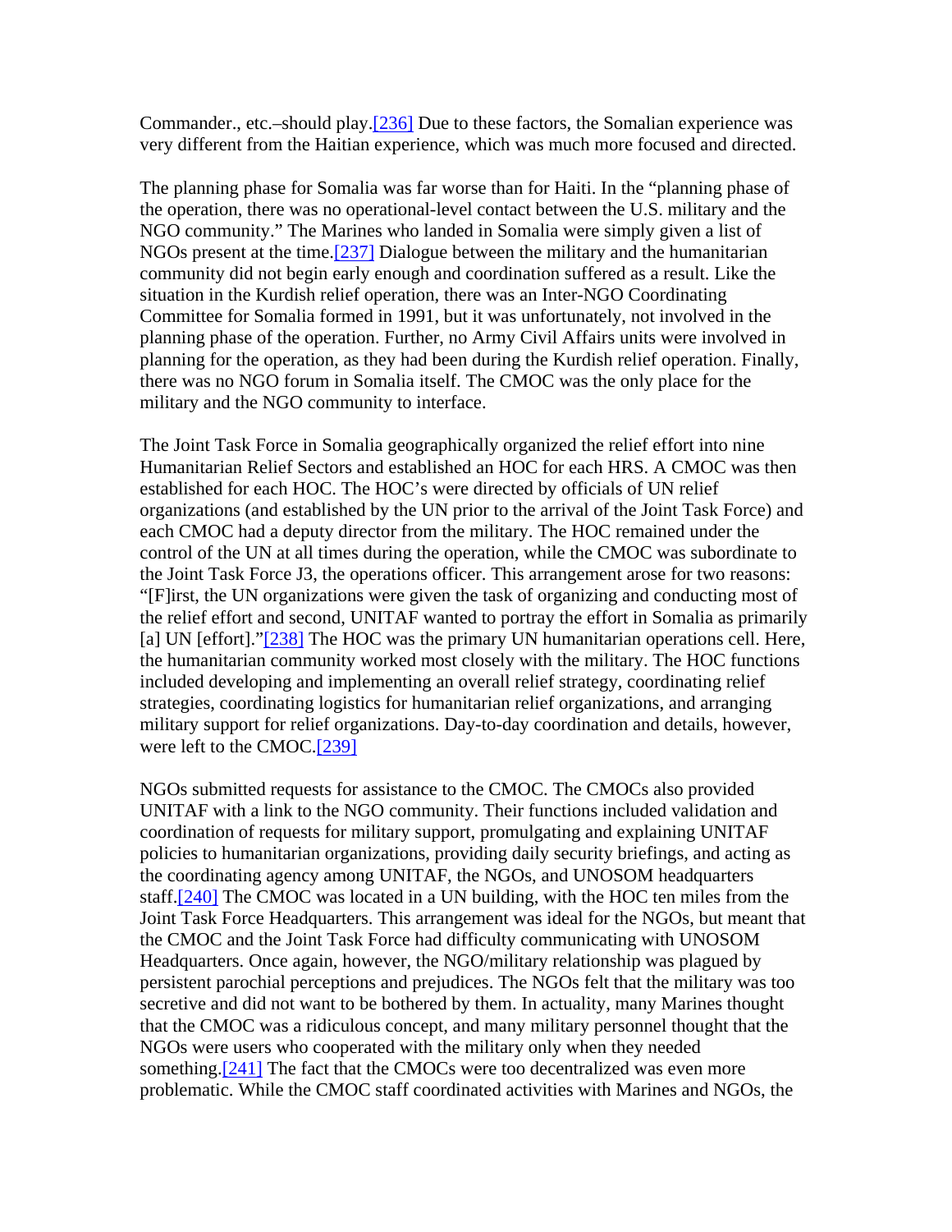Commander., etc.–should play.[236] Due to these factors, the Somalian experience was very different from the Haitian experience, which was much more focused and directed.

The planning phase for Somalia was far worse than for Haiti. In the "planning phase of the operation, there was no operational-level contact between the U.S. military and the NGO community." The Marines who landed in Somalia were simply given a list of NGOs present at the time.[237] Dialogue between the military and the humanitarian community did not begin early enough and coordination suffered as a result. Like the situation in the Kurdish relief operation, there was an Inter-NGO Coordinating Committee for Somalia formed in 1991, but it was unfortunately, not involved in the planning phase of the operation. Further, no Army Civil Affairs units were involved in planning for the operation, as they had been during the Kurdish relief operation. Finally, there was no NGO forum in Somalia itself. The CMOC was the only place for the military and the NGO community to interface.

The Joint Task Force in Somalia geographically organized the relief effort into nine Humanitarian Relief Sectors and established an HOC for each HRS. A CMOC was then established for each HOC. The HOC's were directed by officials of UN relief organizations (and established by the UN prior to the arrival of the Joint Task Force) and each CMOC had a deputy director from the military. The HOC remained under the control of the UN at all times during the operation, while the CMOC was subordinate to the Joint Task Force J3, the operations officer. This arrangement arose for two reasons: "[F]irst, the UN organizations were given the task of organizing and conducting most of the relief effort and second, UNITAF wanted to portray the effort in Somalia as primarily [a] UN [effort]."[238] The HOC was the primary UN humanitarian operations cell. Here, the humanitarian community worked most closely with the military. The HOC functions included developing and implementing an overall relief strategy, coordinating relief strategies, coordinating logistics for humanitarian relief organizations, and arranging military support for relief organizations. Day-to-day coordination and details, however, were left to the CMOC.[239]

NGOs submitted requests for assistance to the CMOC. The CMOCs also provided UNITAF with a link to the NGO community. Their functions included validation and coordination of requests for military support, promulgating and explaining UNITAF policies to humanitarian organizations, providing daily security briefings, and acting as the coordinating agency among UNITAF, the NGOs, and UNOSOM headquarters staff.[240] The CMOC was located in a UN building, with the HOC ten miles from the Joint Task Force Headquarters. This arrangement was ideal for the NGOs, but meant that the CMOC and the Joint Task Force had difficulty communicating with UNOSOM Headquarters. Once again, however, the NGO/military relationship was plagued by persistent parochial perceptions and prejudices. The NGOs felt that the military was too secretive and did not want to be bothered by them. In actuality, many Marines thought that the CMOC was a ridiculous concept, and many military personnel thought that the NGOs were users who cooperated with the military only when they needed something.[241] The fact that the CMOCs were too decentralized was even more problematic. While the CMOC staff coordinated activities with Marines and NGOs, the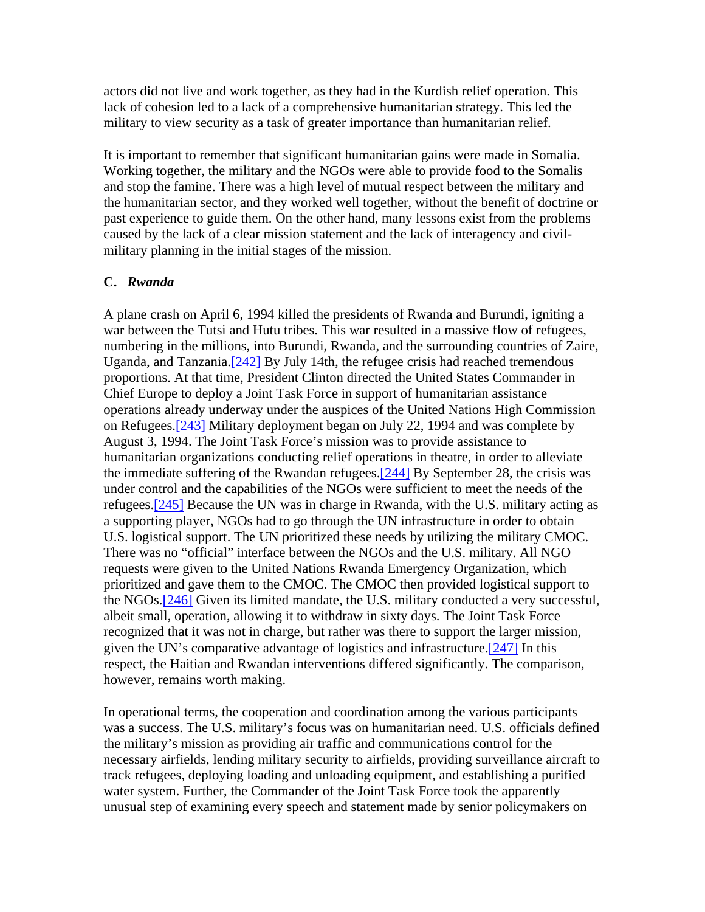actors did not live and work together, as they had in the Kurdish relief operation. This lack of cohesion led to a lack of a comprehensive humanitarian strategy. This led the military to view security as a task of greater importance than humanitarian relief.

It is important to remember that significant humanitarian gains were made in Somalia. Working together, the military and the NGOs were able to provide food to the Somalis and stop the famine. There was a high level of mutual respect between the military and the humanitarian sector, and they worked well together, without the benefit of doctrine or past experience to guide them. On the other hand, many lessons exist from the problems caused by the lack of a clear mission statement and the lack of interagency and civil-military planning in the initial stages of the mission.

### C. *Rwanda*

A plane crash on April 6, 1994 killed the presidents of Rwanda and Burundi, igniting a war between the Tutsi and Hutu tribes. This war resulted in a massive flow of refugees, numbering in the millions, into Burundi, Rwanda, and the surrounding countries of Zaire, Uganda, and Tanzania.[242] By July 14th, the refugee crisis had reached tremendous proportions. At that time, President Clinton directed the United States Commander in Chief Europe to deploy a Joint Task Force in support of humanitarian assistance operations already underway under the auspices of the United Nations High Commission on Refugees.[243] Military deployment began on July 22, 1994 and was complete by August 3, 1994. The Joint Task Force's mission was to provide assistance to humanitarian organizations conducting relief operations in theatre, in order to alleviate the immediate suffering of the Rwandan refugees.[244] By September 28, the crisis was under control and the capabilities of the NGOs were sufficient to meet the needs of the refugees.[245] Because the UN was in charge in Rwanda, with the U.S. military acting as a supporting player, NGOs had to go through the UN infrastructure in order to obtain U.S. logistical support. The UN prioritized these needs by utilizing the military CMOC. There was no "official" interface between the NGOs and the U.S. military. All NGO requests were given to the United Nations Rwanda Emergency Organization, which prioritized and gave them to the CMOC. The CMOC then provided logistical support to the NGOs.[246] Given its limited mandate, the U.S. military conducted a very successful, albeit small, operation, allowing it to withdraw in sixty days. The Joint Task Force recognized that it was not in charge, but rather was there to support the larger mission, given the UN's comparative advantage of logistics and infrastructure.[247] In this respect, the Haitian and Rwandan interventions differed significantly. The comparison, however, remains worth making.

In operational terms, the cooperation and coordination among the various participants was a success. The U.S. military's focus was on humanitarian need. U.S. officials defined the military's mission as providing air traffic and communications control for the necessary airfields, lending military security to airfields, providing surveillance aircraft to track refugees, deploying loading and unloading equipment, and establishing a purified water system. Further, the Commander of the Joint Task Force took the apparently unusual step of examining every speech and statement made by senior policymakers on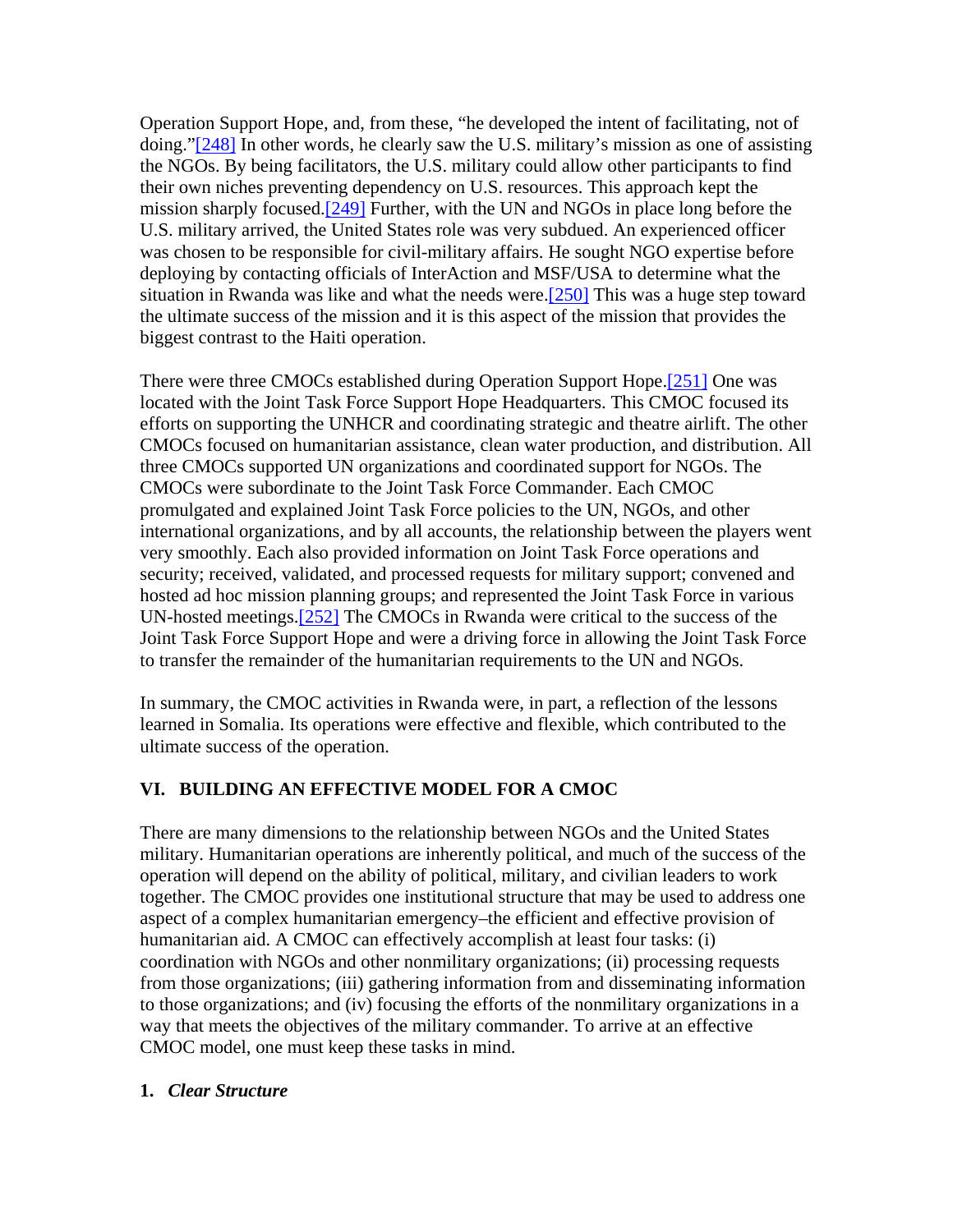Operation Support Hope, and, from these, "he developed the intent of facilitating, not of doing."[248] In other words, he clearly saw the U.S. military's mission as one of assisting the NGOs. By being facilitators, the U.S. military could allow other participants to find their own niches preventing dependency on U.S. resources. This approach kept the mission sharply focused.[249] Further, with the UN and NGOs in place long before the U.S. military arrived, the United States role was very subdued. An experienced officer was chosen to be responsible for civil-military affairs. He sought NGO expertise before deploying by contacting officials of InterAction and MSF/USA to determine what the situation in Rwanda was like and what the needs were.[250] This was a huge step toward the ultimate success of the mission and it is this aspect of the mission that provides the biggest contrast to the Haiti operation.

There were three CMOCs established during Operation Support Hope.[251] One was located with the Joint Task Force Support Hope Headquarters. This CMOC focused its efforts on supporting the UNHCR and coordinating strategic and theatre airlift. The other CMOCs focused on humanitarian assistance, clean water production, and distribution. All three CMOCs supported UN organizations and coordinated support for NGOs. The CMOCs were subordinate to the Joint Task Force Commander. Each CMOC promulgated and explained Joint Task Force policies to the UN, NGOs, and other international organizations, and by all accounts, the relationship between the players went very smoothly. Each also provided information on Joint Task Force operations and security; received, validated, and processed requests for military support; convened and hosted ad hoc mission planning groups; and represented the Joint Task Force in various UN-hosted meetings.[252] The CMOCs in Rwanda were critical to the success of the Joint Task Force Support Hope and were a driving force in allowing the Joint Task Force to transfer the remainder of the humanitarian requirements to the UN and NGOs.

In summary, the CMOC activities in Rwanda were, in part, a reflection of the lessons learned in Somalia. Its operations were effective and flexible, which contributed to the ultimate success of the operation.

## VI. BUILDING AN EFFECTIVE MODEL FOR A CMOC

There are many dimensions to the relationship between NGOs and the United States military. Humanitarian operations are inherently political, and much of the success of the operation will depend on the ability of political, military, and civilian leaders to work together. The CMOC provides one institutional structure that may be used to address one aspect of a complex humanitarian emergency–the efficient and effective provision of humanitarian aid. A CMOC can effectively accomplish at least four tasks: (i) coordination with NGOs and other nonmilitary organizations; (ii) processing requests from those organizations; (iii) gathering information from and disseminating information to those organizations; and (iv) focusing the efforts of the nonmilitary organizations in a way that meets the objectives of the military commander. To arrive at an effective CMOC model, one must keep these tasks in mind.

### 1. *Clear Structure*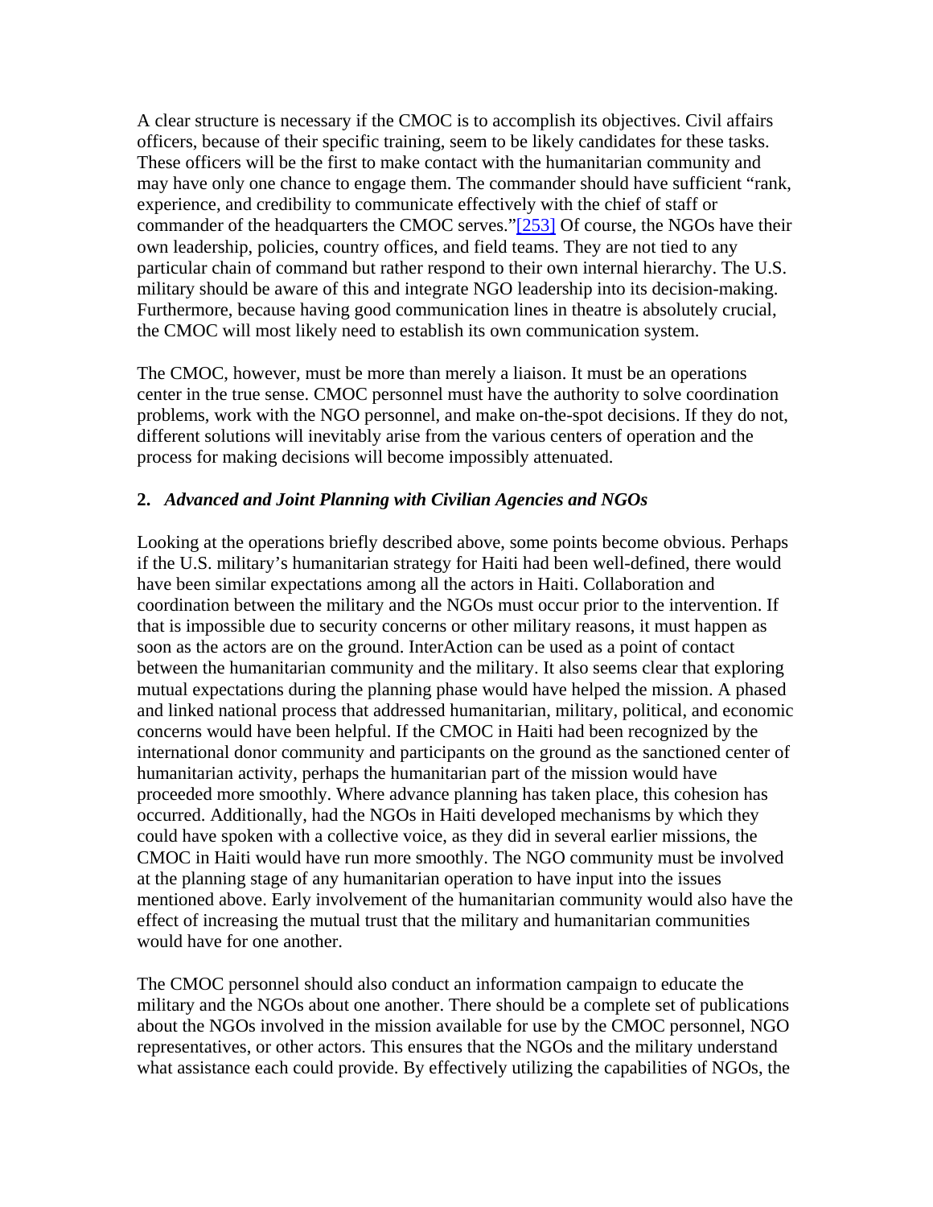A clear structure is necessary if the CMOC is to accomplish its objectives. Civil affairs officers, because of their specific training, seem to be likely candidates for these tasks. These officers will be the first to make contact with the humanitarian community and may have only one chance to engage them. The commander should have sufficient "rank, experience, and credibility to communicate effectively with the chief of staff or commander of the headquarters the CMOC serves."[253] Of course, the NGOs have their own leadership, policies, country offices, and field teams. They are not tied to any particular chain of command but rather respond to their own internal hierarchy. The U.S. military should be aware of this and integrate NGO leadership into its decision-making. Furthermore, because having good communication lines in theatre is absolutely crucial, the CMOC will most likely need to establish its own communication system.

The CMOC, however, must be more than merely a liaison. It must be an operations center in the true sense. CMOC personnel must have the authority to solve coordination problems, work with the NGO personnel, and make on-the-spot decisions. If they do not, different solutions will inevitably arise from the various centers of operation and the process for making decisions will become impossibly attenuated.

**2.** ***Advanced and Joint Planning with Civilian Agencies and NGOs***

Looking at the operations briefly described above, some points become obvious. Perhaps if the U.S. military's humanitarian strategy for Haiti had been well-defined, there would have been similar expectations among all the actors in Haiti. Collaboration and coordination between the military and the NGOs must occur prior to the intervention. If that is impossible due to security concerns or other military reasons, it must happen as soon as the actors are on the ground. InterAction can be used as a point of contact between the humanitarian community and the military. It also seems clear that exploring mutual expectations during the planning phase would have helped the mission. A phased and linked national process that addressed humanitarian, military, political, and economic concerns would have been helpful. If the CMOC in Haiti had been recognized by the international donor community and participants on the ground as the sanctioned center of humanitarian activity, perhaps the humanitarian part of the mission would have proceeded more smoothly. Where advance planning has taken place, this cohesion has occurred. Additionally, had the NGOs in Haiti developed mechanisms by which they could have spoken with a collective voice, as they did in several earlier missions, the CMOC in Haiti would have run more smoothly. The NGO community must be involved at the planning stage of any humanitarian operation to have input into the issues mentioned above. Early involvement of the humanitarian community would also have the effect of increasing the mutual trust that the military and humanitarian communities would have for one another.

The CMOC personnel should also conduct an information campaign to educate the military and the NGOs about one another. There should be a complete set of publications about the NGOs involved in the mission available for use by the CMOC personnel, NGO representatives, or other actors. This ensures that the NGOs and the military understand what assistance each could provide. By effectively utilizing the capabilities of NGOs, the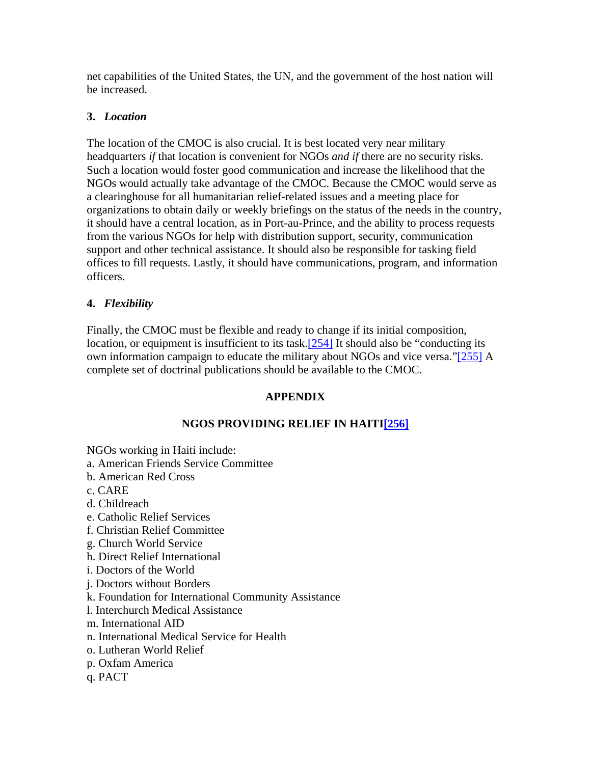net capabilities of the United States, the UN, and the government of the host nation will be increased.

**3.** ***Location***

The location of the CMOC is also crucial. It is best located very near military headquarters *if* that location is convenient for NGOs *and if* there are no security risks. Such a location would foster good communication and increase the likelihood that the NGOs would actually take advantage of the CMOC. Because the CMOC would serve as a clearinghouse for all humanitarian relief-related issues and a meeting place for organizations to obtain daily or weekly briefings on the status of the needs in the country, it should have a central location, as in Port-au-Prince, and the ability to process requests from the various NGOs for help with distribution support, security, communication support and other technical assistance. It should also be responsible for tasking field offices to fill requests. Lastly, it should have communications, program, and information officers.

**4.** ***Flexibility***

Finally, the CMOC must be flexible and ready to change if its initial composition, location, or equipment is insufficient to its task.[254] It should also be "conducting its own information campaign to educate the military about NGOs and vice versa."[255] A complete set of doctrinal publications should be available to the CMOC.

## APPENDIX

### NGOS PROVIDING RELIEF IN HAITI[256]

NGOs working in Haiti include:
a. American Friends Service Committee
b. American Red Cross
c. CARE
d. Childreach
e. Catholic Relief Services
f. Christian Relief Committee
g. Church World Service
h. Direct Relief International
i. Doctors of the World
j. Doctors without Borders
k. Foundation for International Community Assistance
l. Interchurch Medical Assistance
m. International AID
n. International Medical Service for Health
o. Lutheran World Relief
p. Oxfam America
q. PACT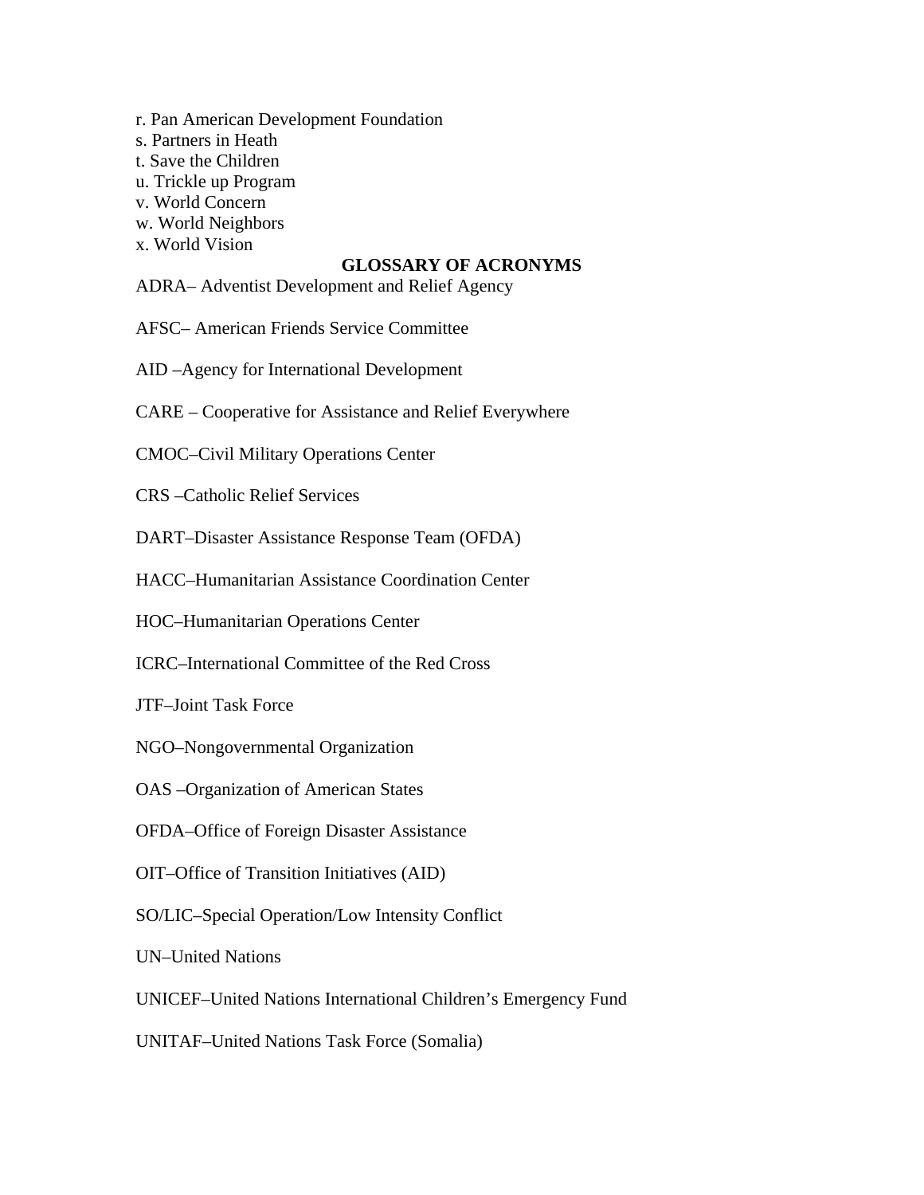r. Pan American Development Foundation
s. Partners in Heath
t. Save the Children
u. Trickle up Program
v. World Concern
w. World Neighbors
x. World Vision

## GLOSSARY OF ACRONYMS

ADRA– Adventist Development and Relief Agency

AFSC– American Friends Service Committee

AID –Agency for International Development

CARE – Cooperative for Assistance and Relief Everywhere

CMOC–Civil Military Operations Center

CRS –Catholic Relief Services

DART–Disaster Assistance Response Team (OFDA)

HACC–Humanitarian Assistance Coordination Center

HOC–Humanitarian Operations Center

ICRC–International Committee of the Red Cross

JTF–Joint Task Force

NGO–Nongovernmental Organization

OAS –Organization of American States

OFDA–Office of Foreign Disaster Assistance

OIT–Office of Transition Initiatives (AID)

SO/LIC–Special Operation/Low Intensity Conflict

UN–United Nations

UNICEF–United Nations International Children's Emergency Fund

UNITAF–United Nations Task Force (Somalia)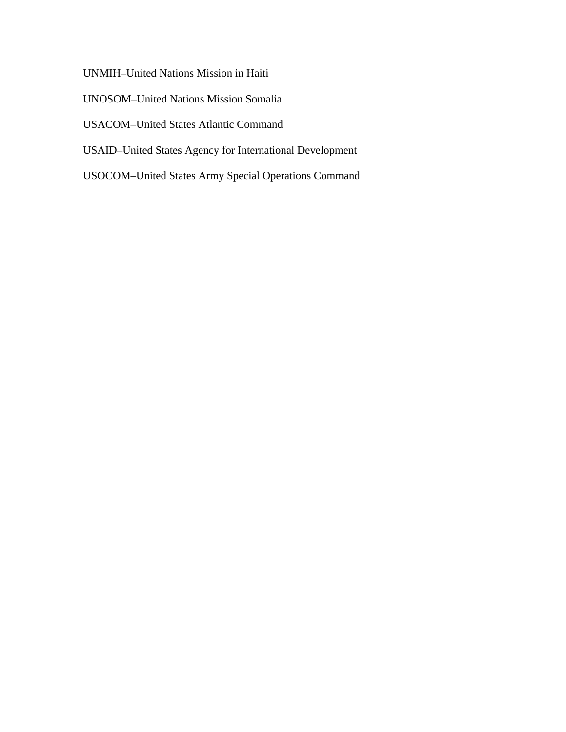UNMIH–United Nations Mission in Haiti

UNOSOM–United Nations Mission Somalia

USACOM–United States Atlantic Command

USAID–United States Agency for International Development

USOCOM–United States Army Special Operations Command